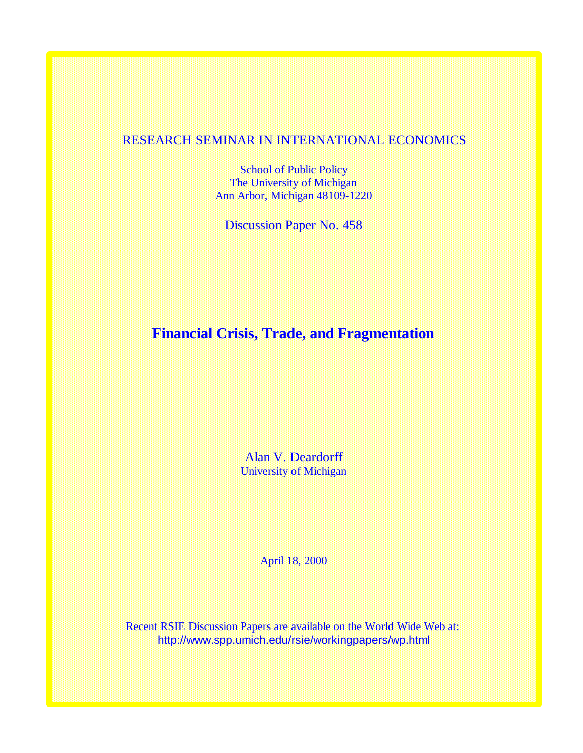RESEARCH SEMINAR IN INTERNATIONAL ECONOMICS

School of Public Policy
The University of Michigan
Ann Arbor, Michigan 48109-1220

Discussion Paper No. 458

# Financial Crisis, Trade, and Fragmentation

Alan V. Deardorff
University of Michigan

April 18, 2000

Recent RSIE Discussion Papers are available on the World Wide Web at:
http://www.spp.umich.edu/rsie/workingpapers/wp.html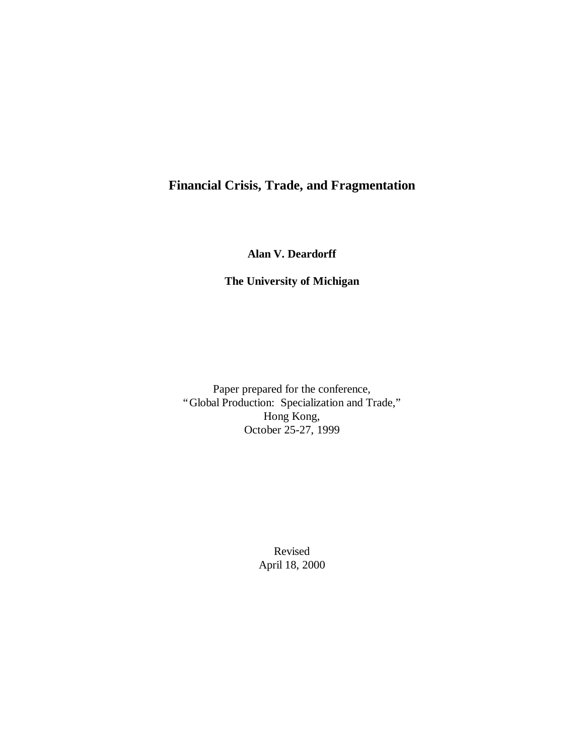# Financial Crisis, Trade, and Fragmentation

**Alan V. Deardorff**

**The University of Michigan**

Paper prepared for the conference,
"Global Production: Specialization and Trade,"
Hong Kong,
October 25-27, 1999

Revised
April 18, 2000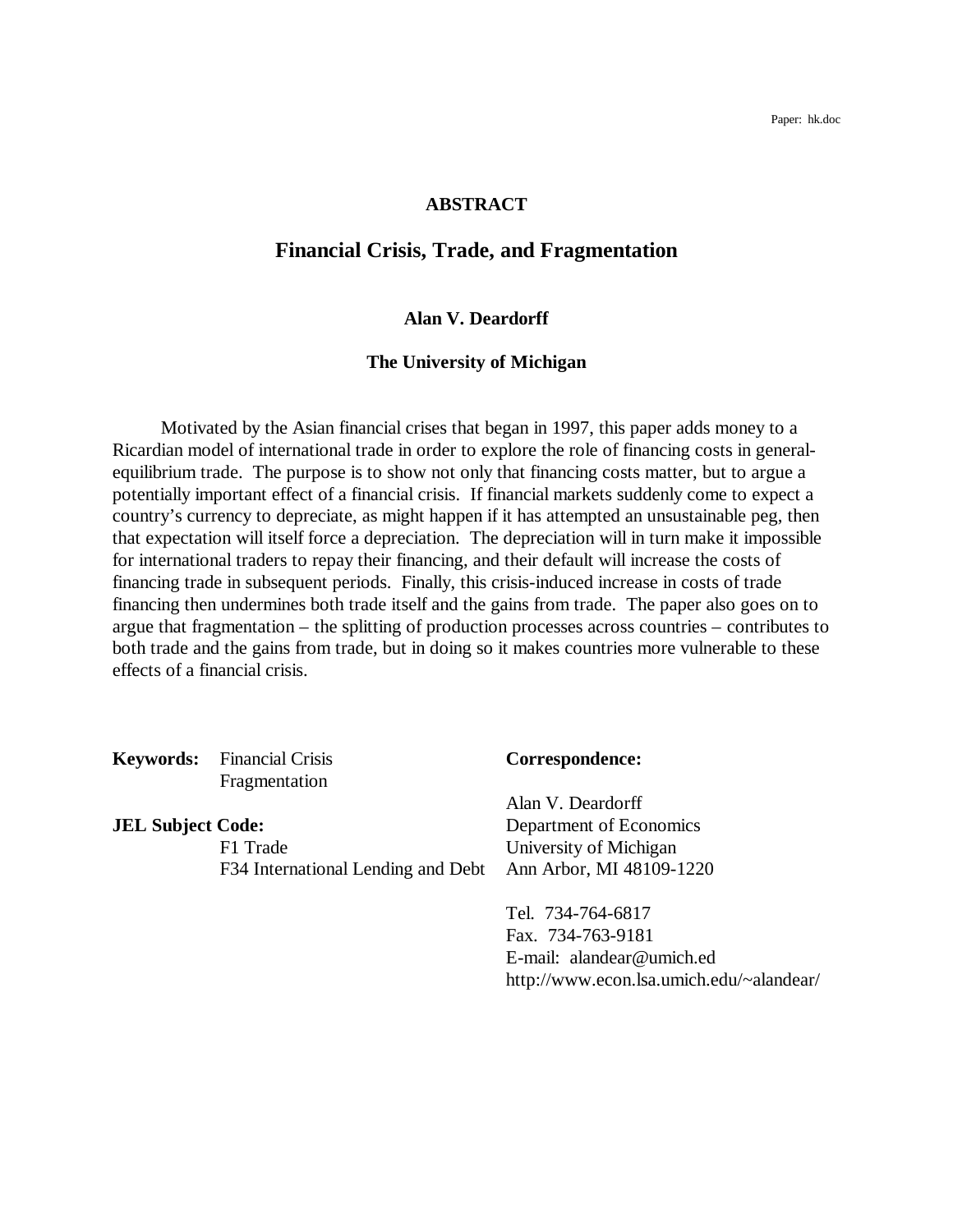Paper: hk.doc

## ABSTRACT

# Financial Crisis, Trade, and Fragmentation

**Alan V. Deardorff**

**The University of Michigan**

Motivated by the Asian financial crises that began in 1997, this paper adds money to a Ricardian model of international trade in order to explore the role of financing costs in general-equilibrium trade. The purpose is to show not only that financing costs matter, but to argue a potentially important effect of a financial crisis. If financial markets suddenly come to expect a country's currency to depreciate, as might happen if it has attempted an unsustainable peg, then that expectation will itself force a depreciation. The depreciation will in turn make it impossible for international traders to repay their financing, and their default will increase the costs of financing trade in subsequent periods. Finally, this crisis-induced increase in costs of trade financing then undermines both trade itself and the gains from trade. The paper also goes on to argue that fragmentation – the splitting of production processes across countries – contributes to both trade and the gains from trade, but in doing so it makes countries more vulnerable to these effects of a financial crisis.

**Keywords:** Financial Crisis
Fragmentation

**JEL Subject Code:**
F1 Trade
F34 International Lending and Debt

**Correspondence:**

Alan V. Deardorff
Department of Economics
University of Michigan
Ann Arbor, MI 48109-1220

Tel. 734-764-6817
Fax. 734-763-9181
E-mail: alandear@umich.ed
http://www.econ.lsa.umich.edu/~alandear/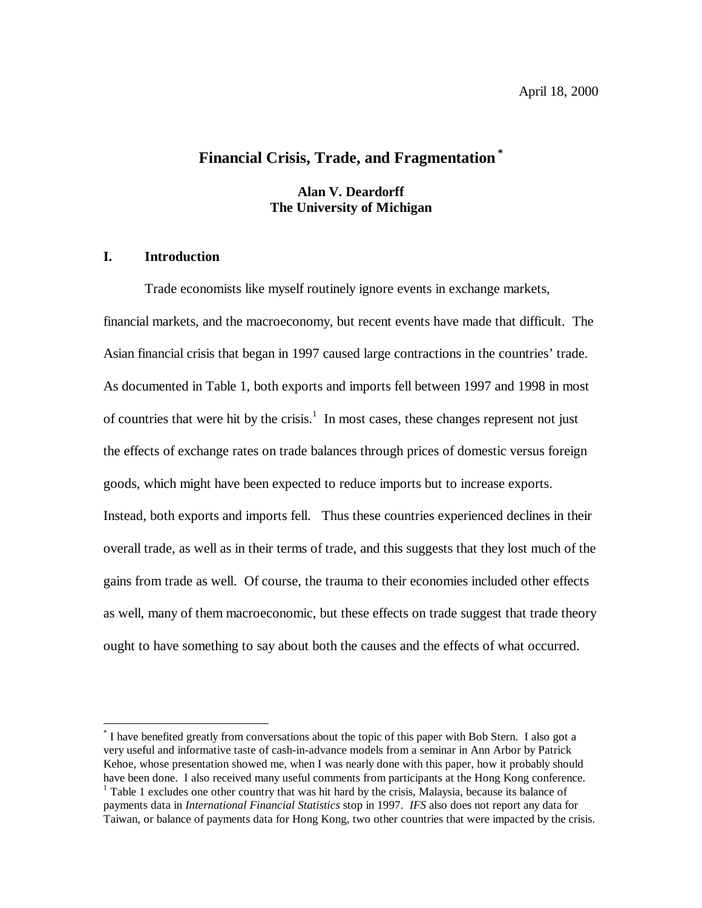April 18, 2000

# Financial Crisis, Trade, and Fragmentation [*]

**Alan V. Deardorff**
**The University of Michigan**

## I. Introduction

Trade economists like myself routinely ignore events in exchange markets, financial markets, and the macroeconomy, but recent events have made that difficult. The Asian financial crisis that began in 1997 caused large contractions in the countries' trade. As documented in Table 1, both exports and imports fell between 1997 and 1998 in most of countries that were hit by the crisis.[1] In most cases, these changes represent not just the effects of exchange rates on trade balances through prices of domestic versus foreign goods, which might have been expected to reduce imports but to increase exports. Instead, both exports and imports fell. Thus these countries experienced declines in their overall trade, as well as in their terms of trade, and this suggests that they lost much of the gains from trade as well. Of course, the trauma to their economies included other effects as well, many of them macroeconomic, but these effects on trade suggest that trade theory ought to have something to say about both the causes and the effects of what occurred.

---

[*] I have benefited greatly from conversations about the topic of this paper with Bob Stern. I also got a very useful and informative taste of cash-in-advance models from a seminar in Ann Arbor by Patrick Kehoe, whose presentation showed me, when I was nearly done with this paper, how it probably should have been done. I also received many useful comments from participants at the Hong Kong conference.

[1] Table 1 excludes one other country that was hit hard by the crisis, Malaysia, because its balance of payments data in *International Financial Statistics* stop in 1997. *IFS* also does not report any data for Taiwan, or balance of payments data for Hong Kong, two other countries that were impacted by the crisis.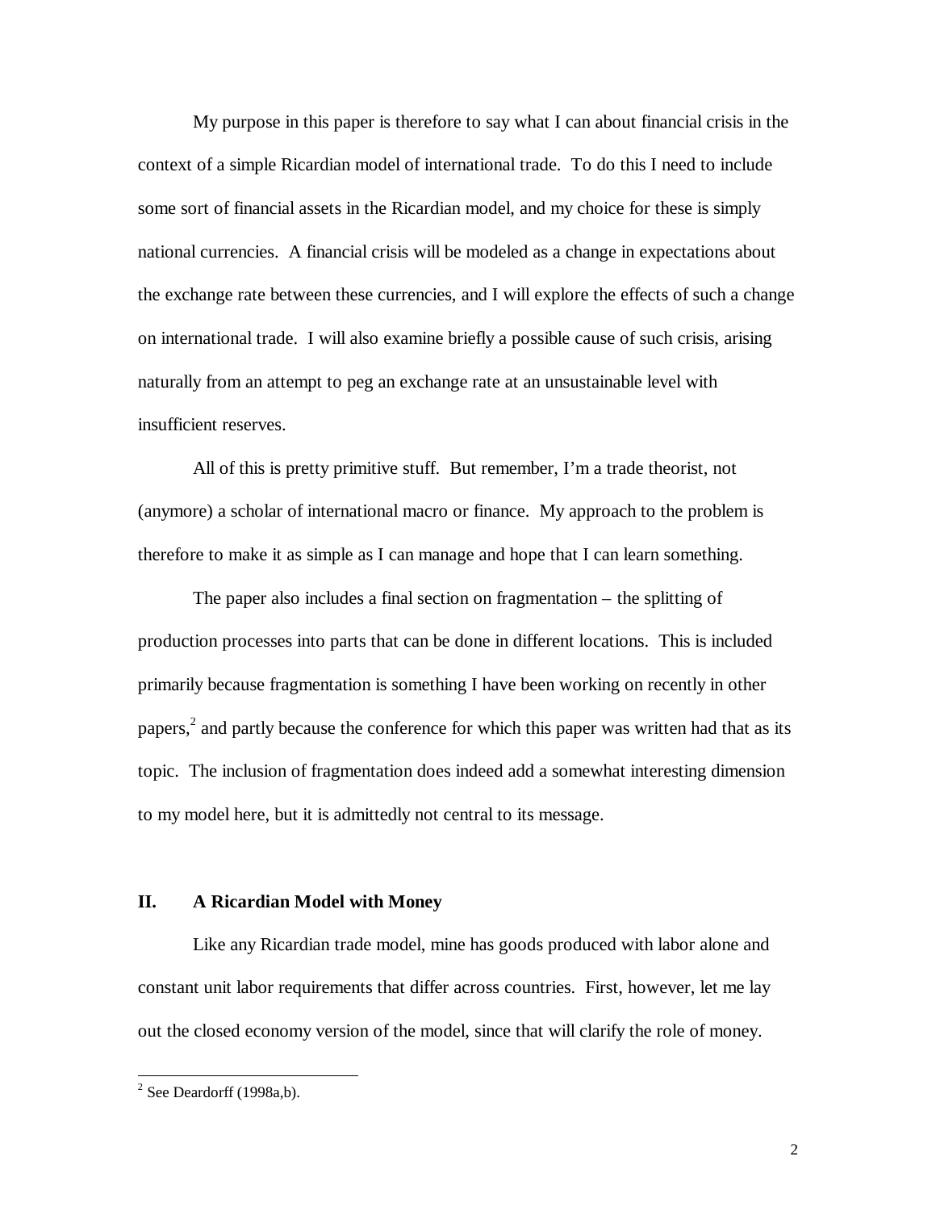My purpose in this paper is therefore to say what I can about financial crisis in the context of a simple Ricardian model of international trade. To do this I need to include some sort of financial assets in the Ricardian model, and my choice for these is simply national currencies. A financial crisis will be modeled as a change in expectations about the exchange rate between these currencies, and I will explore the effects of such a change on international trade. I will also examine briefly a possible cause of such crisis, arising naturally from an attempt to peg an exchange rate at an unsustainable level with insufficient reserves.

All of this is pretty primitive stuff. But remember, I'm a trade theorist, not (anymore) a scholar of international macro or finance. My approach to the problem is therefore to make it as simple as I can manage and hope that I can learn something.

The paper also includes a final section on fragmentation – the splitting of production processes into parts that can be done in different locations. This is included primarily because fragmentation is something I have been working on recently in other papers,[2] and partly because the conference for which this paper was written had that as its topic. The inclusion of fragmentation does indeed add a somewhat interesting dimension to my model here, but it is admittedly not central to its message.

## II. A Ricardian Model with Money

Like any Ricardian trade model, mine has goods produced with labor alone and constant unit labor requirements that differ across countries. First, however, let me lay out the closed economy version of the model, since that will clarify the role of money.

---

[2] See Deardorff (1998a,b).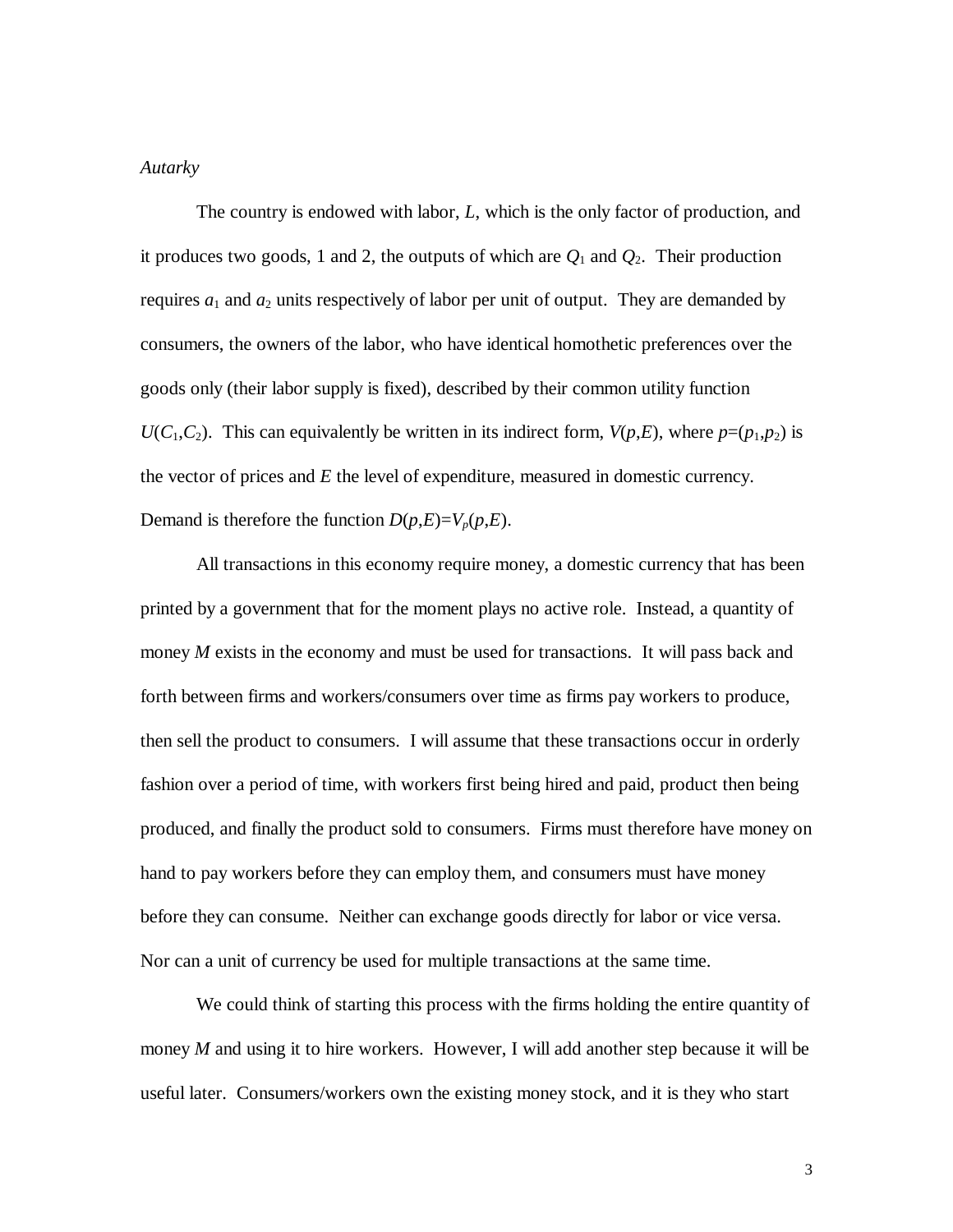*Autarky*

The country is endowed with labor, $L$, which is the only factor of production, and it produces two goods, 1 and 2, the outputs of which are $Q_1$ and $Q_2$. Their production requires $a_1$ and $a_2$ units respectively of labor per unit of output. They are demanded by consumers, the owners of the labor, who have identical homothetic preferences over the goods only (their labor supply is fixed), described by their common utility function $U(C_1,C_2)$. This can equivalently be written in its indirect form, $V(p,E)$, where $p=(p_1,p_2)$ is the vector of prices and $E$ the level of expenditure, measured in domestic currency. Demand is therefore the function $D(p,E)=V_p(p,E)$.

All transactions in this economy require money, a domestic currency that has been printed by a government that for the moment plays no active role. Instead, a quantity of money $M$ exists in the economy and must be used for transactions. It will pass back and forth between firms and workers/consumers over time as firms pay workers to produce, then sell the product to consumers. I will assume that these transactions occur in orderly fashion over a period of time, with workers first being hired and paid, product then being produced, and finally the product sold to consumers. Firms must therefore have money on hand to pay workers before they can employ them, and consumers must have money before they can consume. Neither can exchange goods directly for labor or vice versa. Nor can a unit of currency be used for multiple transactions at the same time.

We could think of starting this process with the firms holding the entire quantity of money $M$ and using it to hire workers. However, I will add another step because it will be useful later. Consumers/workers own the existing money stock, and it is they who start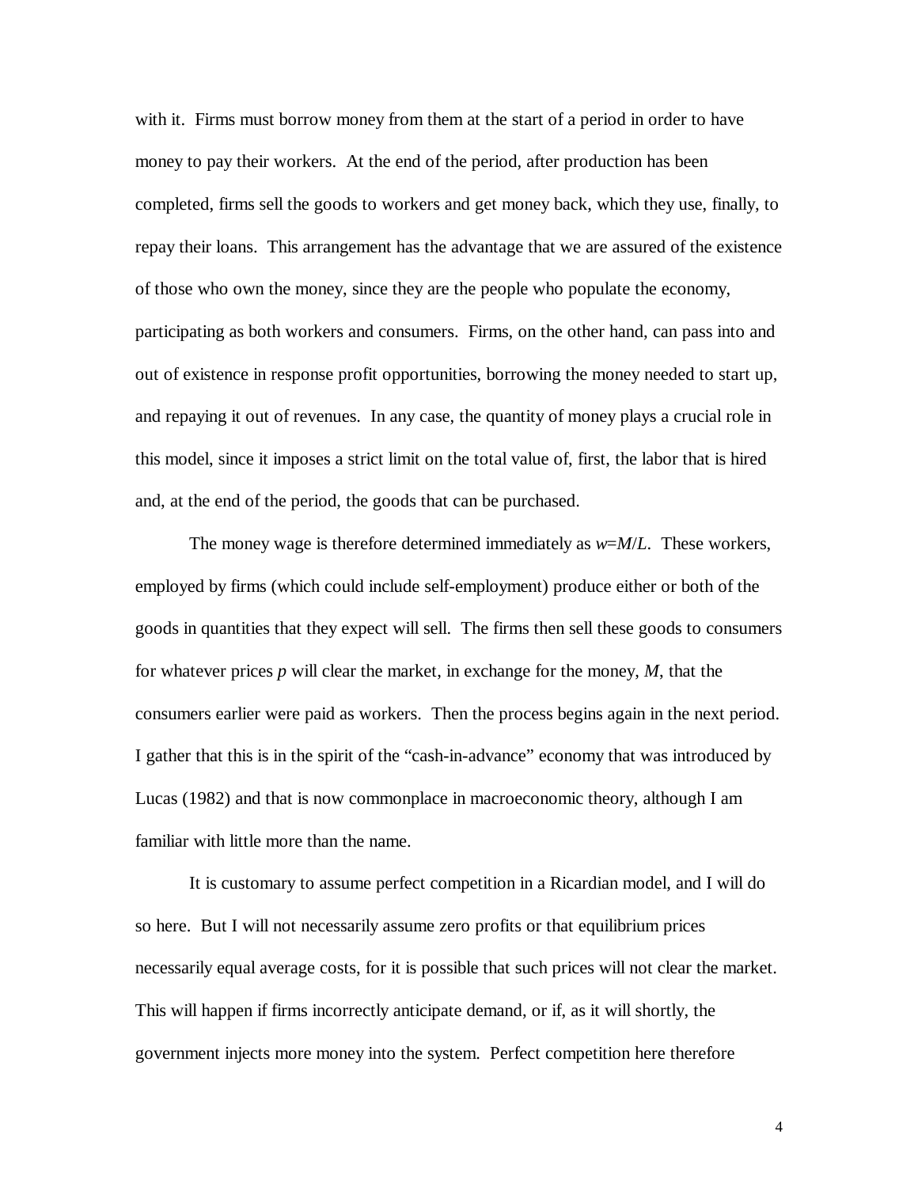with it. Firms must borrow money from them at the start of a period in order to have money to pay their workers. At the end of the period, after production has been completed, firms sell the goods to workers and get money back, which they use, finally, to repay their loans. This arrangement has the advantage that we are assured of the existence of those who own the money, since they are the people who populate the economy, participating as both workers and consumers. Firms, on the other hand, can pass into and out of existence in response profit opportunities, borrowing the money needed to start up, and repaying it out of revenues. In any case, the quantity of money plays a crucial role in this model, since it imposes a strict limit on the total value of, first, the labor that is hired and, at the end of the period, the goods that can be purchased.

The money wage is therefore determined immediately as $w=M/L$. These workers, employed by firms (which could include self-employment) produce either or both of the goods in quantities that they expect will sell. The firms then sell these goods to consumers for whatever prices $p$ will clear the market, in exchange for the money, $M$, that the consumers earlier were paid as workers. Then the process begins again in the next period. I gather that this is in the spirit of the "cash-in-advance" economy that was introduced by Lucas (1982) and that is now commonplace in macroeconomic theory, although I am familiar with little more than the name.

It is customary to assume perfect competition in a Ricardian model, and I will do so here. But I will not necessarily assume zero profits or that equilibrium prices necessarily equal average costs, for it is possible that such prices will not clear the market. This will happen if firms incorrectly anticipate demand, or if, as it will shortly, the government injects more money into the system. Perfect competition here therefore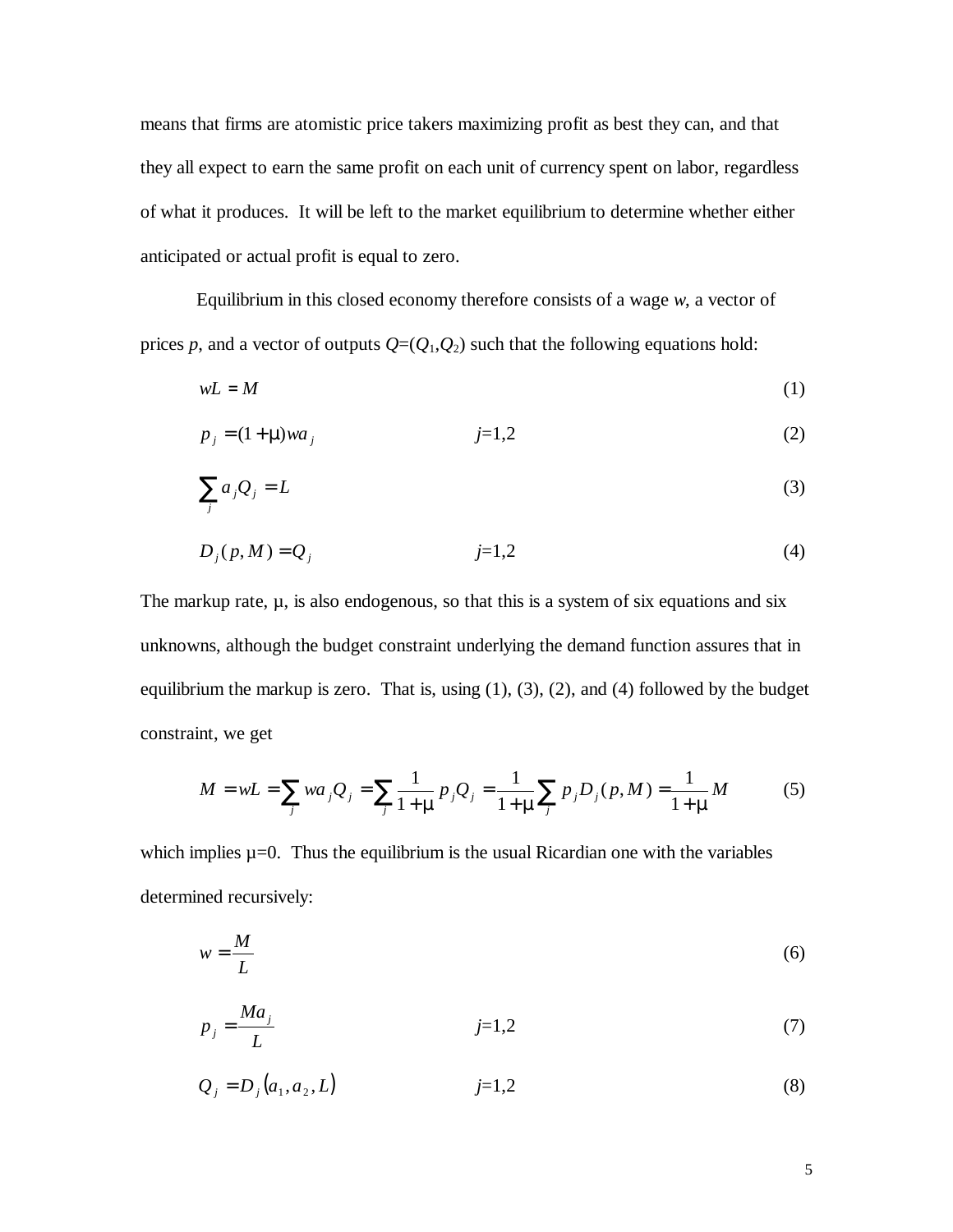means that firms are atomistic price takers maximizing profit as best they can, and that they all expect to earn the same profit on each unit of currency spent on labor, regardless of what it produces. It will be left to the market equilibrium to determine whether either anticipated or actual profit is equal to zero.

Equilibrium in this closed economy therefore consists of a wage $w$, a vector of prices $p$, and a vector of outputs $Q=(Q_1,Q_2)$ such that the following equations hold:

$$wL = M \tag{1}$$

$$p_j = (1+\mu)wa_j \qquad j=1,2 \tag{2}$$

$$\sum_j a_j Q_j = L \tag{3}$$

$$D_j(p,M) = Q_j \qquad j=1,2 \tag{4}$$

The markup rate, $\mu$, is also endogenous, so that this is a system of six equations and six unknowns, although the budget constraint underlying the demand function assures that in equilibrium the markup is zero. That is, using (1), (3), (2), and (4) followed by the budget constraint, we get

$$M = wL = \sum_j wa_j Q_j = \sum_j \frac{1}{1+\mu} p_j Q_j = \frac{1}{1+\mu} \sum_j p_j D_j(p,M) = \frac{1}{1+\mu} M \tag{5}$$

which implies $\mu=0$. Thus the equilibrium is the usual Ricardian one with the variables determined recursively:

$$w = \frac{M}{L} \tag{6}$$

$$p_j = \frac{Ma_j}{L} \qquad j=1,2 \tag{7}$$

$$Q_j = D_j(a_1, a_2, L) \qquad j=1,2 \tag{8}$$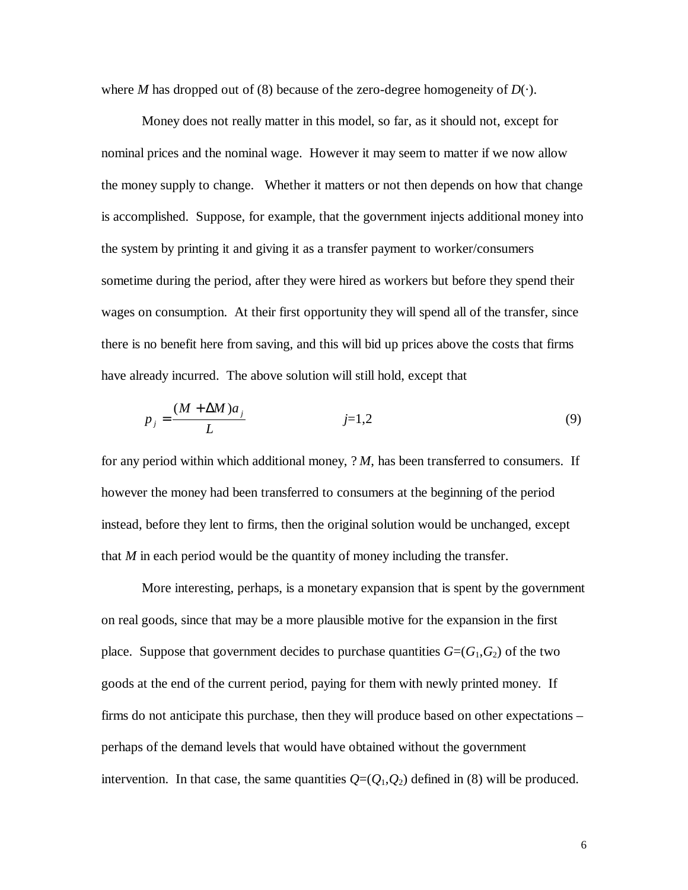where $M$ has dropped out of (8) because of the zero-degree homogeneity of $D(\cdot)$.

Money does not really matter in this model, so far, as it should not, except for nominal prices and the nominal wage. However it may seem to matter if we now allow the money supply to change. Whether it matters or not then depends on how that change is accomplished. Suppose, for example, that the government injects additional money into the system by printing it and giving it as a transfer payment to worker/consumers sometime during the period, after they were hired as workers but before they spend their wages on consumption. At their first opportunity they will spend all of the transfer, since there is no benefit here from saving, and this will bid up prices above the costs that firms have already incurred. The above solution will still hold, except that

$$p_j = \frac{(M + \Delta M)a_j}{L} \qquad j=1,2 \tag{9}$$

for any period within which additional money, ? $M$, has been transferred to consumers. If however the money had been transferred to consumers at the beginning of the period instead, before they lent to firms, then the original solution would be unchanged, except that $M$ in each period would be the quantity of money including the transfer.

More interesting, perhaps, is a monetary expansion that is spent by the government on real goods, since that may be a more plausible motive for the expansion in the first place. Suppose that government decides to purchase quantities $G=(G_1,G_2)$ of the two goods at the end of the current period, paying for them with newly printed money. If firms do not anticipate this purchase, then they will produce based on other expectations – perhaps of the demand levels that would have obtained without the government intervention. In that case, the same quantities $Q=(Q_1,Q_2)$ defined in (8) will be produced.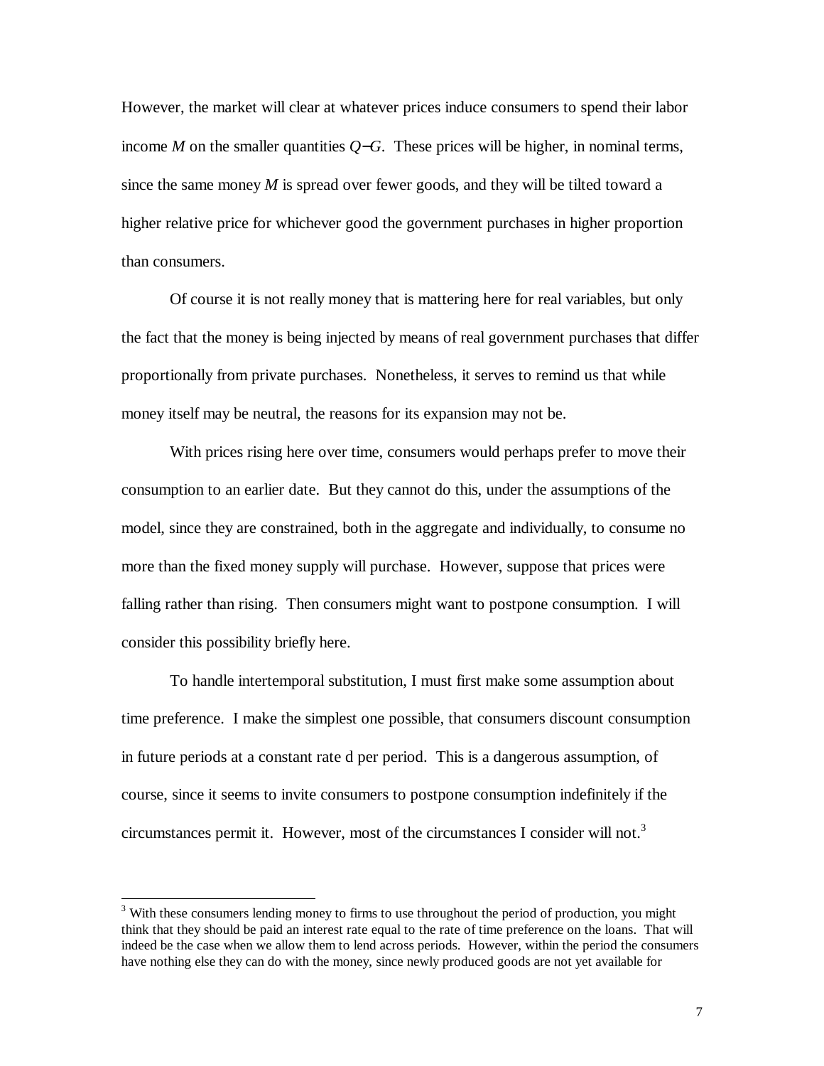However, the market will clear at whatever prices induce consumers to spend their labor income $M$ on the smaller quantities $Q-G$. These prices will be higher, in nominal terms, since the same money $M$ is spread over fewer goods, and they will be tilted toward a higher relative price for whichever good the government purchases in higher proportion than consumers.

Of course it is not really money that is mattering here for real variables, but only the fact that the money is being injected by means of real government purchases that differ proportionally from private purchases. Nonetheless, it serves to remind us that while money itself may be neutral, the reasons for its expansion may not be.

With prices rising here over time, consumers would perhaps prefer to move their consumption to an earlier date. But they cannot do this, under the assumptions of the model, since they are constrained, both in the aggregate and individually, to consume no more than the fixed money supply will purchase. However, suppose that prices were falling rather than rising. Then consumers might want to postpone consumption. I will consider this possibility briefly here.

To handle intertemporal substitution, I must first make some assumption about time preference. I make the simplest one possible, that consumers discount consumption in future periods at a constant rate d per period. This is a dangerous assumption, of course, since it seems to invite consumers to postpone consumption indefinitely if the circumstances permit it. However, most of the circumstances I consider will not.[3]

---

[3] With these consumers lending money to firms to use throughout the period of production, you might think that they should be paid an interest rate equal to the rate of time preference on the loans. That will indeed be the case when we allow them to lend across periods. However, within the period the consumers have nothing else they can do with the money, since newly produced goods are not yet available for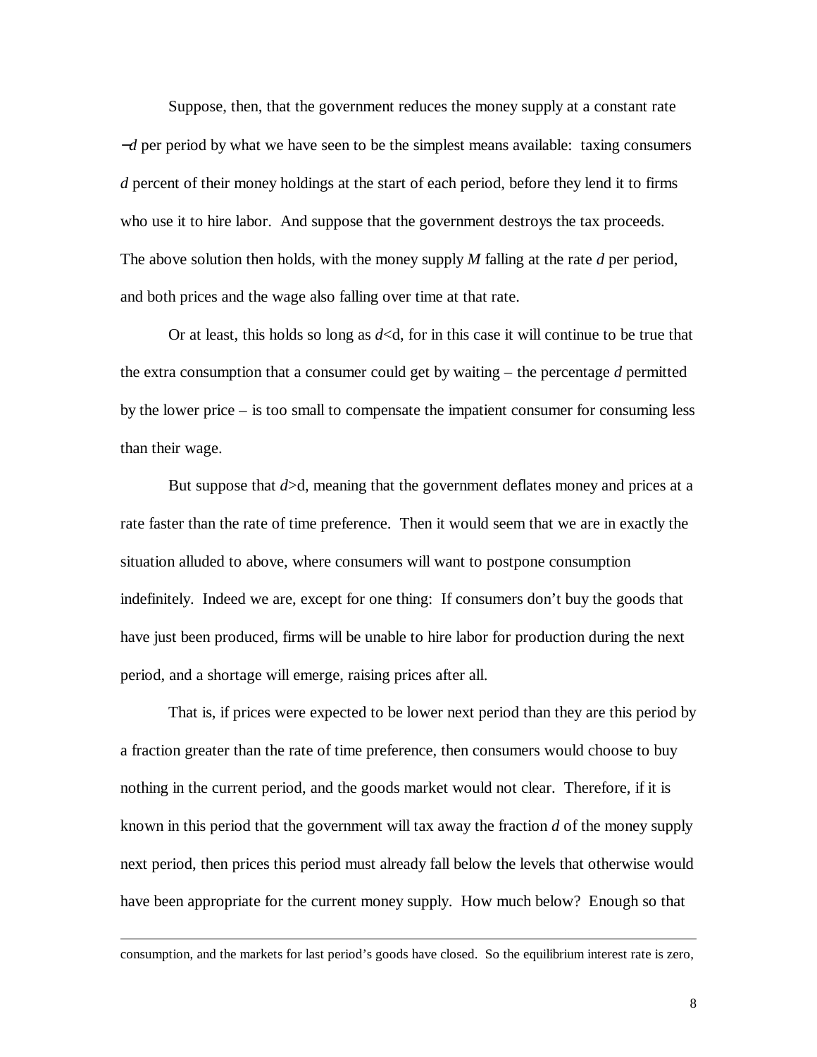Suppose, then, that the government reduces the money supply at a constant rate $-d$ per period by what we have seen to be the simplest means available: taxing consumers $d$ percent of their money holdings at the start of each period, before they lend it to firms who use it to hire labor. And suppose that the government destroys the tax proceeds. The above solution then holds, with the money supply $M$ falling at the rate $d$ per period, and both prices and the wage also falling over time at that rate.

Or at least, this holds so long as $d$<d, for in this case it will continue to be true that the extra consumption that a consumer could get by waiting – the percentage $d$ permitted by the lower price – is too small to compensate the impatient consumer for consuming less than their wage.

But suppose that $d$>d, meaning that the government deflates money and prices at a rate faster than the rate of time preference. Then it would seem that we are in exactly the situation alluded to above, where consumers will want to postpone consumption indefinitely. Indeed we are, except for one thing: If consumers don't buy the goods that have just been produced, firms will be unable to hire labor for production during the next period, and a shortage will emerge, raising prices after all.

That is, if prices were expected to be lower next period than they are this period by a fraction greater than the rate of time preference, then consumers would choose to buy nothing in the current period, and the goods market would not clear. Therefore, if it is known in this period that the government will tax away the fraction $d$ of the money supply next period, then prices this period must already fall below the levels that otherwise would have been appropriate for the current money supply. How much below? Enough so that

---

consumption, and the markets for last period's goods have closed. So the equilibrium interest rate is zero,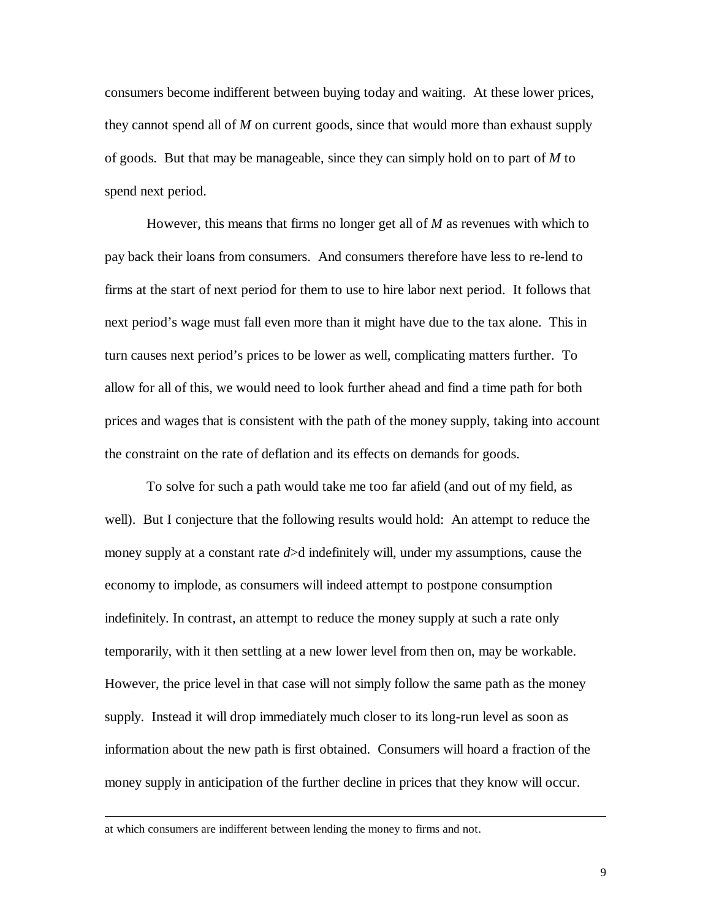consumers become indifferent between buying today and waiting. At these lower prices, they cannot spend all of $M$ on current goods, since that would more than exhaust supply of goods. But that may be manageable, since they can simply hold on to part of $M$ to spend next period.

However, this means that firms no longer get all of $M$ as revenues with which to pay back their loans from consumers. And consumers therefore have less to re-lend to firms at the start of next period for them to use to hire labor next period. It follows that next period's wage must fall even more than it might have due to the tax alone. This in turn causes next period's prices to be lower as well, complicating matters further. To allow for all of this, we would need to look further ahead and find a time path for both prices and wages that is consistent with the path of the money supply, taking into account the constraint on the rate of deflation and its effects on demands for goods.

To solve for such a path would take me too far afield (and out of my field, as well). But I conjecture that the following results would hold: An attempt to reduce the money supply at a constant rate $d$>d indefinitely will, under my assumptions, cause the economy to implode, as consumers will indeed attempt to postpone consumption indefinitely. In contrast, an attempt to reduce the money supply at such a rate only temporarily, with it then settling at a new lower level from then on, may be workable. However, the price level in that case will not simply follow the same path as the money supply. Instead it will drop immediately much closer to its long-run level as soon as information about the new path is first obtained. Consumers will hoard a fraction of the money supply in anticipation of the further decline in prices that they know will occur.

---

at which consumers are indifferent between lending the money to firms and not.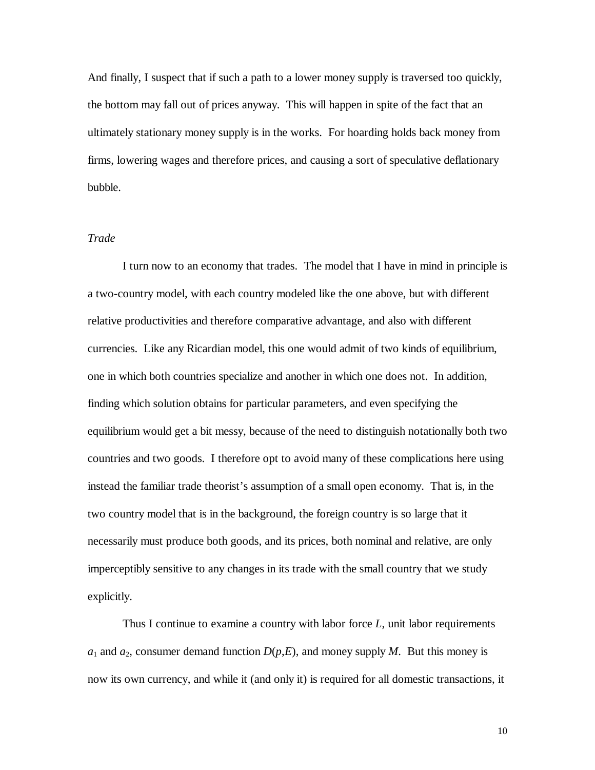And finally, I suspect that if such a path to a lower money supply is traversed too quickly, the bottom may fall out of prices anyway. This will happen in spite of the fact that an ultimately stationary money supply is in the works. For hoarding holds back money from firms, lowering wages and therefore prices, and causing a sort of speculative deflationary bubble.

*Trade*

I turn now to an economy that trades. The model that I have in mind in principle is a two-country model, with each country modeled like the one above, but with different relative productivities and therefore comparative advantage, and also with different currencies. Like any Ricardian model, this one would admit of two kinds of equilibrium, one in which both countries specialize and another in which one does not. In addition, finding which solution obtains for particular parameters, and even specifying the equilibrium would get a bit messy, because of the need to distinguish notationally both two countries and two goods. I therefore opt to avoid many of these complications here using instead the familiar trade theorist's assumption of a small open economy. That is, in the two country model that is in the background, the foreign country is so large that it necessarily must produce both goods, and its prices, both nominal and relative, are only imperceptibly sensitive to any changes in its trade with the small country that we study explicitly.

Thus I continue to examine a country with labor force $L$, unit labor requirements $a_1$ and $a_2$, consumer demand function $D(p,E)$, and money supply $M$. But this money is now its own currency, and while it (and only it) is required for all domestic transactions, it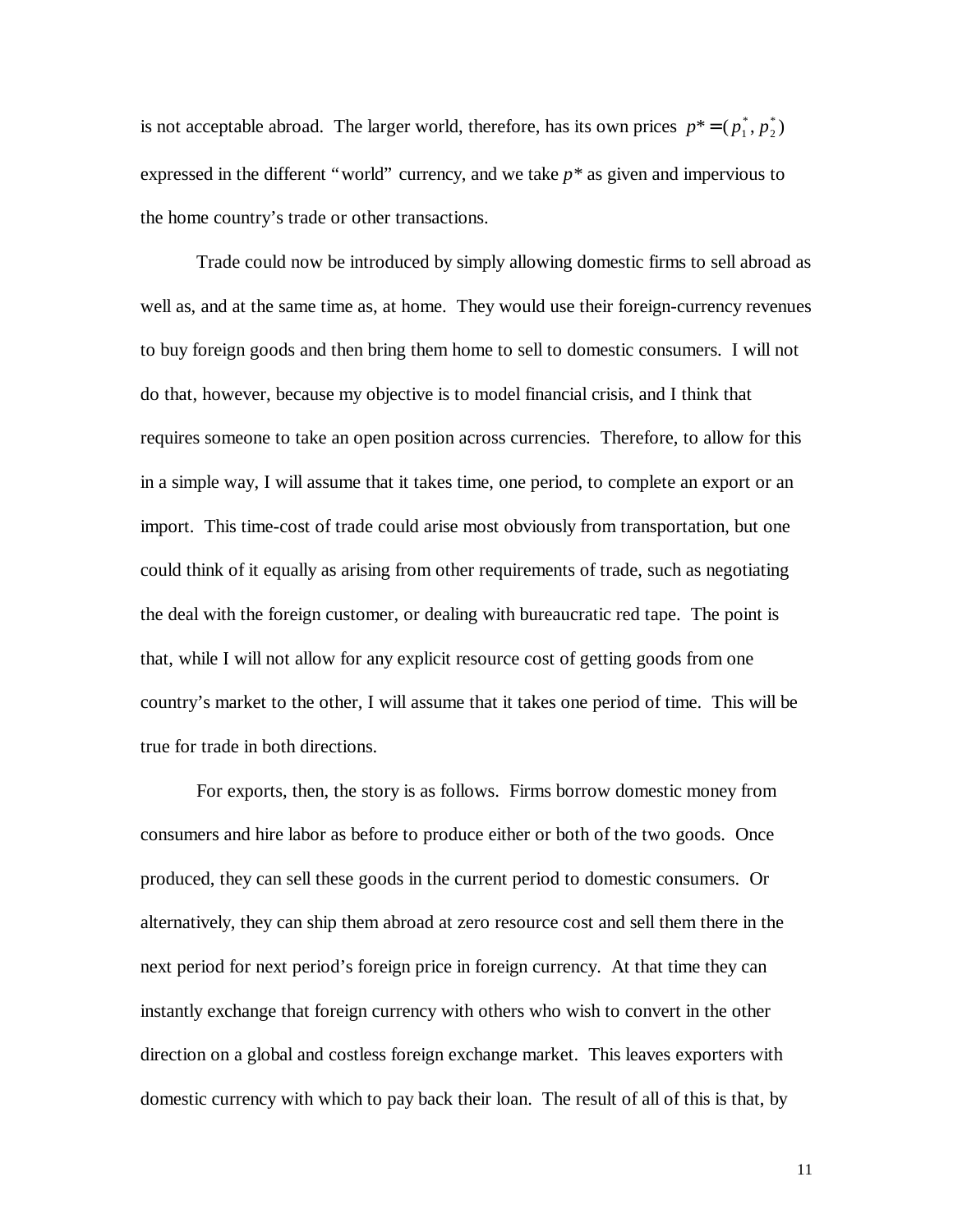is not acceptable abroad. The larger world, therefore, has its own prices $p^* = (p_1^*, p_2^*)$ expressed in the different "world" currency, and we take $p^*$ as given and impervious to the home country's trade or other transactions.

Trade could now be introduced by simply allowing domestic firms to sell abroad as well as, and at the same time as, at home. They would use their foreign-currency revenues to buy foreign goods and then bring them home to sell to domestic consumers. I will not do that, however, because my objective is to model financial crisis, and I think that requires someone to take an open position across currencies. Therefore, to allow for this in a simple way, I will assume that it takes time, one period, to complete an export or an import. This time-cost of trade could arise most obviously from transportation, but one could think of it equally as arising from other requirements of trade, such as negotiating the deal with the foreign customer, or dealing with bureaucratic red tape. The point is that, while I will not allow for any explicit resource cost of getting goods from one country's market to the other, I will assume that it takes one period of time. This will be true for trade in both directions.

For exports, then, the story is as follows. Firms borrow domestic money from consumers and hire labor as before to produce either or both of the two goods. Once produced, they can sell these goods in the current period to domestic consumers. Or alternatively, they can ship them abroad at zero resource cost and sell them there in the next period for next period's foreign price in foreign currency. At that time they can instantly exchange that foreign currency with others who wish to convert in the other direction on a global and costless foreign exchange market. This leaves exporters with domestic currency with which to pay back their loan. The result of all of this is that, by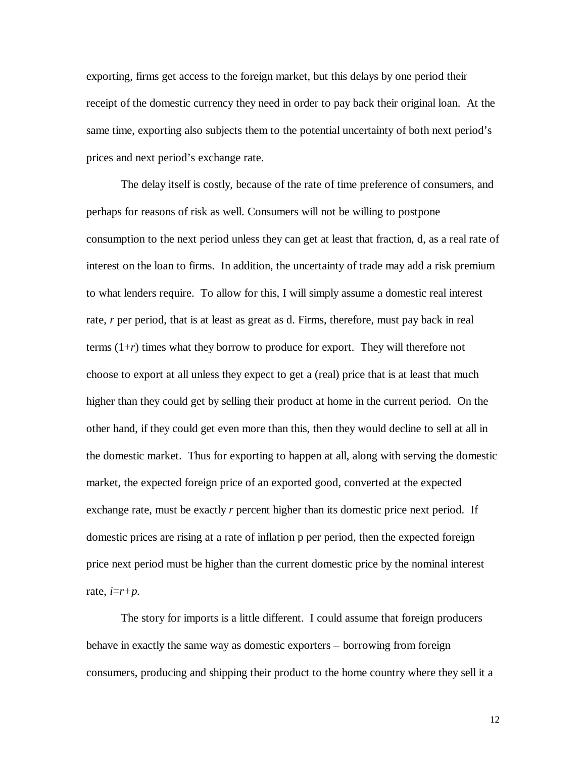exporting, firms get access to the foreign market, but this delays by one period their receipt of the domestic currency they need in order to pay back their original loan. At the same time, exporting also subjects them to the potential uncertainty of both next period's prices and next period's exchange rate.

The delay itself is costly, because of the rate of time preference of consumers, and perhaps for reasons of risk as well. Consumers will not be willing to postpone consumption to the next period unless they can get at least that fraction, d, as a real rate of interest on the loan to firms. In addition, the uncertainty of trade may add a risk premium to what lenders require. To allow for this, I will simply assume a domestic real interest rate, $r$ per period, that is at least as great as d. Firms, therefore, must pay back in real terms $(1+r)$ times what they borrow to produce for export. They will therefore not choose to export at all unless they expect to get a (real) price that is at least that much higher than they could get by selling their product at home in the current period. On the other hand, if they could get even more than this, then they would decline to sell at all in the domestic market. Thus for exporting to happen at all, along with serving the domestic market, the expected foreign price of an exported good, converted at the expected exchange rate, must be exactly $r$ percent higher than its domestic price next period. If domestic prices are rising at a rate of inflation p per period, then the expected foreign price next period must be higher than the current domestic price by the nominal interest rate, $i=r+p$.

The story for imports is a little different. I could assume that foreign producers behave in exactly the same way as domestic exporters – borrowing from foreign consumers, producing and shipping their product to the home country where they sell it a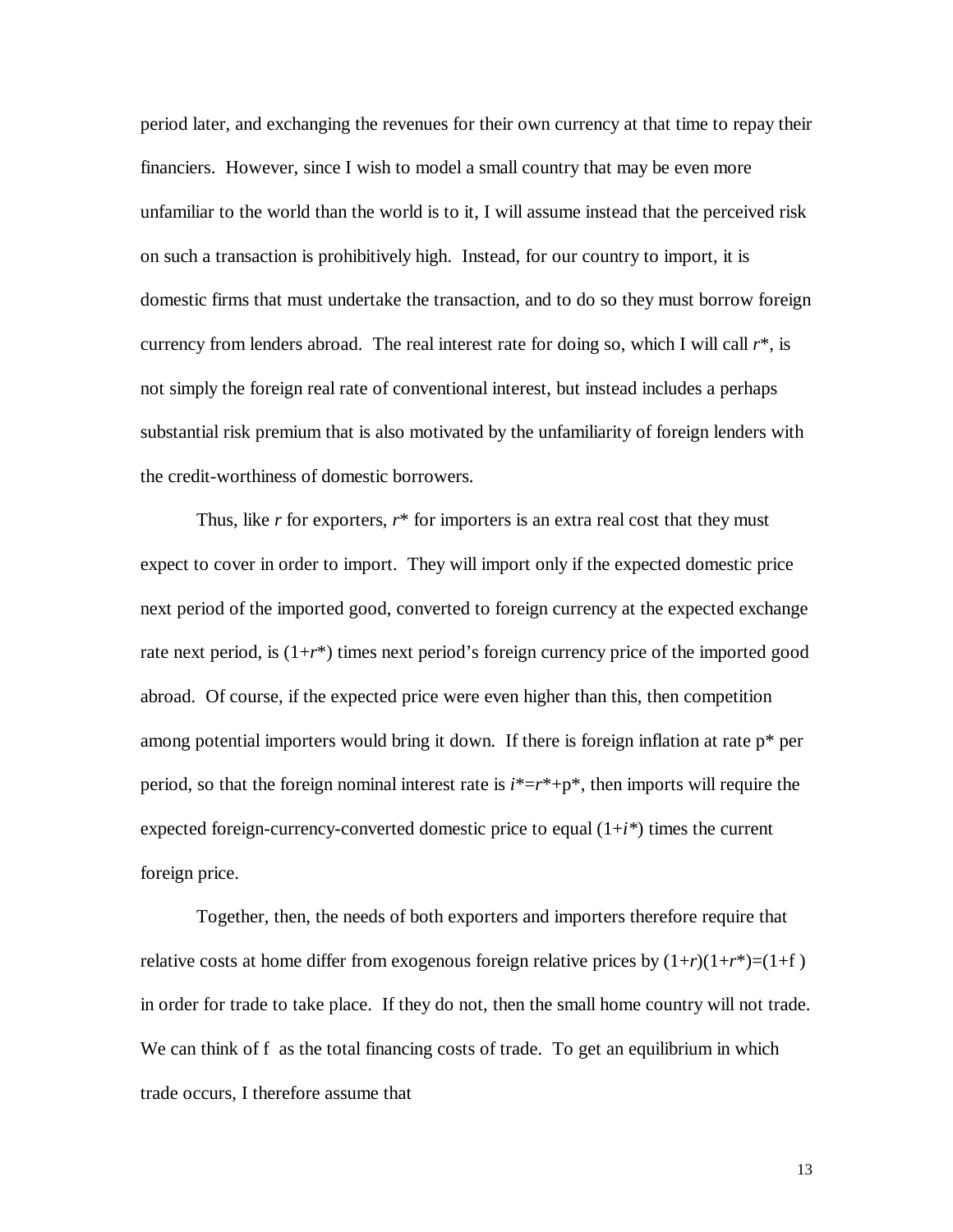period later, and exchanging the revenues for their own currency at that time to repay their financiers. However, since I wish to model a small country that may be even more unfamiliar to the world than the world is to it, I will assume instead that the perceived risk on such a transaction is prohibitively high. Instead, for our country to import, it is domestic firms that must undertake the transaction, and to do so they must borrow foreign currency from lenders abroad. The real interest rate for doing so, which I will call $r^*$, is not simply the foreign real rate of conventional interest, but instead includes a perhaps substantial risk premium that is also motivated by the unfamiliarity of foreign lenders with the credit-worthiness of domestic borrowers.

Thus, like $r$ for exporters, $r^*$ for importers is an extra real cost that they must expect to cover in order to import. They will import only if the expected domestic price next period of the imported good, converted to foreign currency at the expected exchange rate next period, is $(1+r^*)$ times next period's foreign currency price of the imported good abroad. Of course, if the expected price were even higher than this, then competition among potential importers would bring it down. If there is foreign inflation at rate $p^*$ per period, so that the foreign nominal interest rate is $i^*=r^*+p^*$, then imports will require the expected foreign-currency-converted domestic price to equal $(1+i^*)$ times the current foreign price.

Together, then, the needs of both exporters and importers therefore require that relative costs at home differ from exogenous foreign relative prices by $(1+r)(1+r^*)=(1+f)$ in order for trade to take place. If they do not, then the small home country will not trade. We can think of f as the total financing costs of trade. To get an equilibrium in which trade occurs, I therefore assume that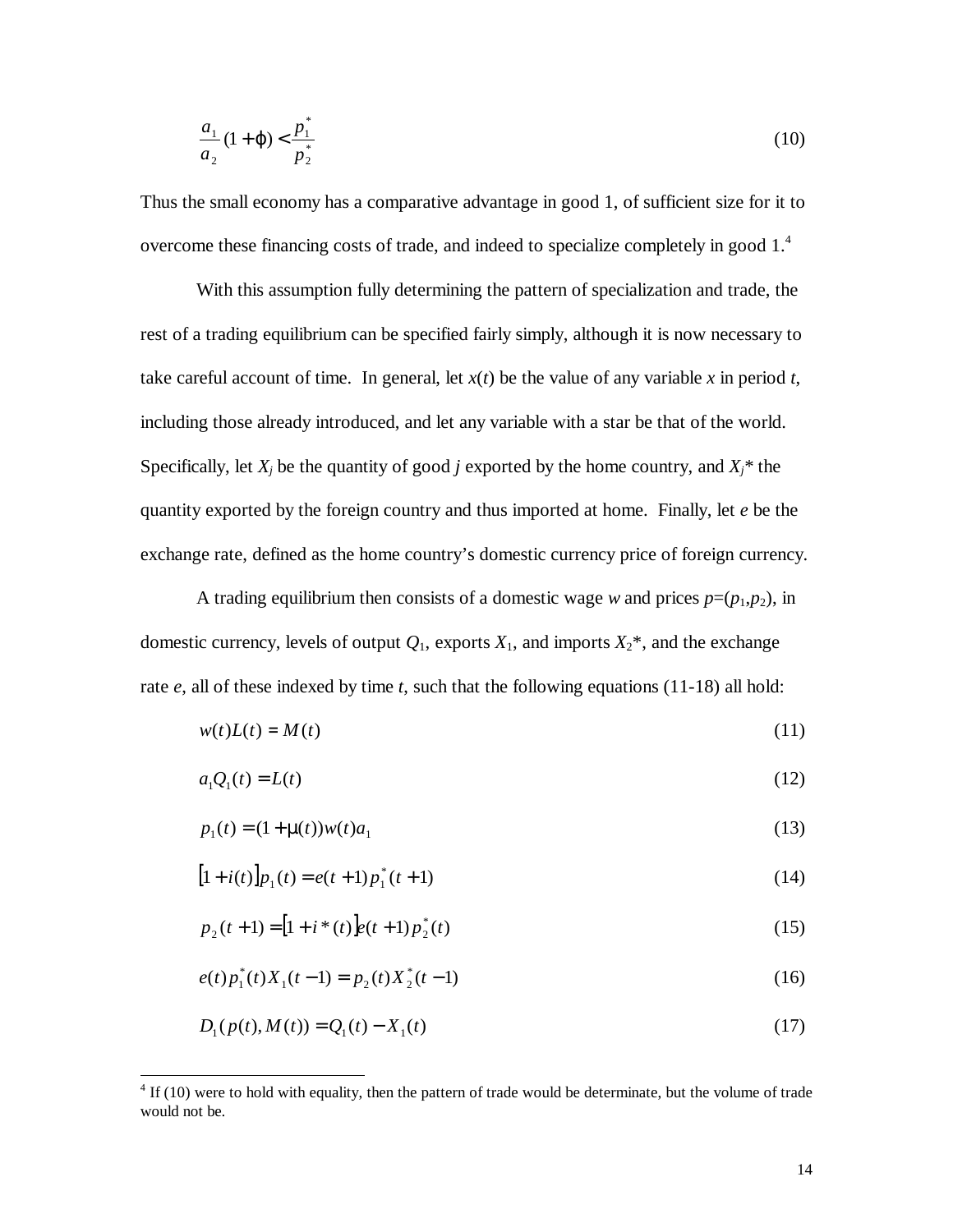$$\frac{a_1}{a_2}(1+\varphi) < \frac{p_1^*}{p_2^*} \tag{10}$$

Thus the small economy has a comparative advantage in good 1, of sufficient size for it to overcome these financing costs of trade, and indeed to specialize completely in good 1.[4]

With this assumption fully determining the pattern of specialization and trade, the rest of a trading equilibrium can be specified fairly simply, although it is now necessary to take careful account of time. In general, let $x(t)$ be the value of any variable $x$ in period $t$, including those already introduced, and let any variable with a star be that of the world. Specifically, let $X_j$ be the quantity of good $j$ exported by the home country, and $X_j^*$ the quantity exported by the foreign country and thus imported at home. Finally, let $e$ be the exchange rate, defined as the home country's domestic currency price of foreign currency.

A trading equilibrium then consists of a domestic wage $w$ and prices $p=(p_1,p_2)$, in domestic currency, levels of output $Q_1$, exports $X_1$, and imports $X_2^*$, and the exchange rate $e$, all of these indexed by time $t$, such that the following equations (11-18) all hold:

$$w(t)L(t) = M(t) \tag{11}$$

$$a_1 Q_1(t) = L(t) \tag{12}$$

$$p_1(t) = (1+\mu(t))w(t)a_1 \tag{13}$$

$$\left[1+i(t)\right]p_1(t) = e(t+1)p_1^*(t+1) \tag{14}$$

$$p_2(t+1) = \left[1+i^*(t)\right]e(t+1)p_2^*(t) \tag{15}$$

$$e(t)p_1^*(t)X_1(t-1) = p_2(t)X_2^*(t-1) \tag{16}$$

$$D_1(p(t), M(t)) = Q_1(t) - X_1(t) \tag{17}$$

[4] If (10) were to hold with equality, then the pattern of trade would be determinate, but the volume of trade would not be.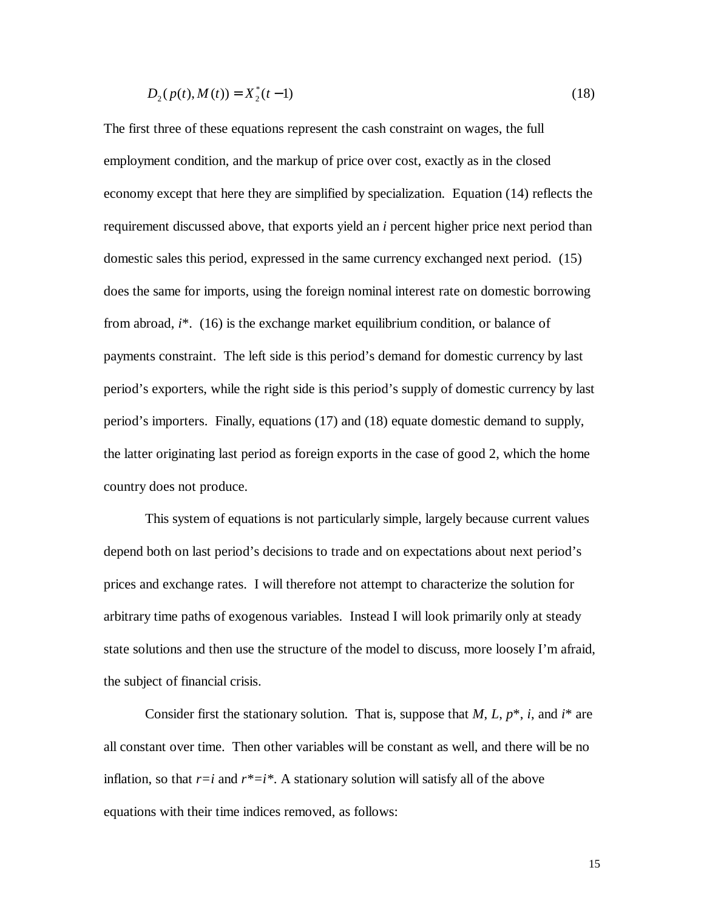$$D_2(p(t), M(t)) = X_2^*(t-1) \tag{18}$$

The first three of these equations represent the cash constraint on wages, the full employment condition, and the markup of price over cost, exactly as in the closed economy except that here they are simplified by specialization. Equation (14) reflects the requirement discussed above, that exports yield an $i$ percent higher price next period than domestic sales this period, expressed in the same currency exchanged next period. (15) does the same for imports, using the foreign nominal interest rate on domestic borrowing from abroad, $i^*$. (16) is the exchange market equilibrium condition, or balance of payments constraint. The left side is this period's demand for domestic currency by last period's exporters, while the right side is this period's supply of domestic currency by last period's importers. Finally, equations (17) and (18) equate domestic demand to supply, the latter originating last period as foreign exports in the case of good 2, which the home country does not produce.

This system of equations is not particularly simple, largely because current values depend both on last period's decisions to trade and on expectations about next period's prices and exchange rates. I will therefore not attempt to characterize the solution for arbitrary time paths of exogenous variables. Instead I will look primarily only at steady state solutions and then use the structure of the model to discuss, more loosely I'm afraid, the subject of financial crisis.

Consider first the stationary solution. That is, suppose that $M$, $L$, $p^*$, $i$, and $i^*$ are all constant over time. Then other variables will be constant as well, and there will be no inflation, so that $r=i$ and $r^*=i^*$. A stationary solution will satisfy all of the above equations with their time indices removed, as follows: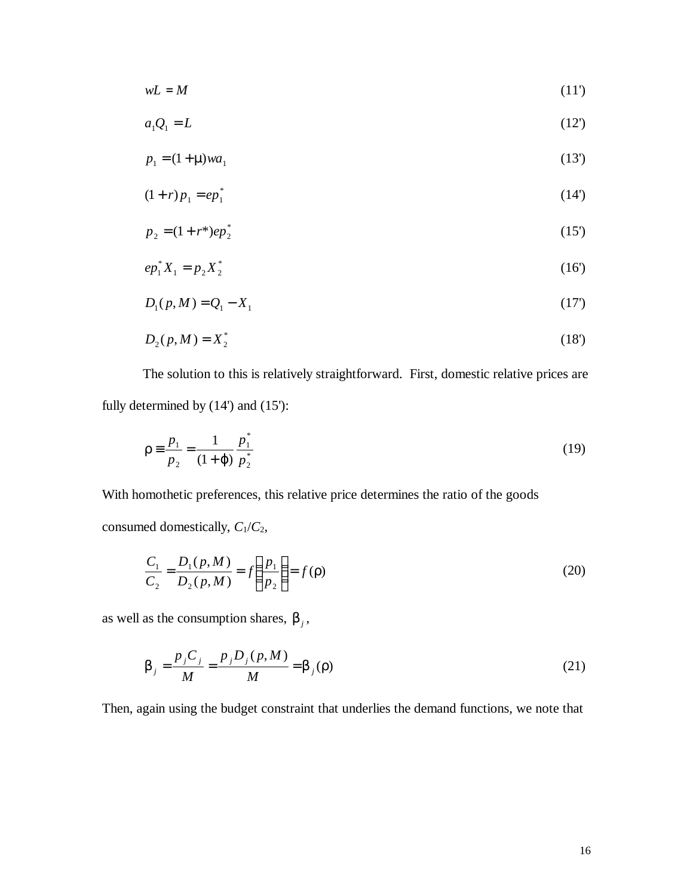$$wL = M \tag{11'}$$

$$a_1 Q_1 = L \tag{12'}$$

$$p_1 = (1+\mu) w a_1 \tag{13'}$$

$$(1+r) p_1 = e p_1^* \tag{14'}$$

$$p_2 = (1+r^*) e p_2^* \tag{15'}$$

$$e p_1^* X_1 = p_2 X_2^* \tag{16'}$$

$$D_1(p, M) = Q_1 - X_1 \tag{17'}$$

$$D_2(p, M) = X_2^* \tag{18'}$$

The solution to this is relatively straightforward. First, domestic relative prices are fully determined by (14') and (15'):

$$\rho \equiv \frac{p_1}{p_2} = \frac{1}{(1+\varphi)} \frac{p_1^*}{p_2^*} \tag{19}$$

With homothetic preferences, this relative price determines the ratio of the goods consumed domestically, $C_1/C_2$,

$$\frac{C_1}{C_2} = \frac{D_1(p, M)}{D_2(p, M)} = f\left(\frac{p_1}{p_2}\right) = f(\rho) \tag{20}$$

as well as the consumption shares, $\beta_j$,

$$\beta_j = \frac{p_j C_j}{M} = \frac{p_j D_j(p, M)}{M} = \beta_j(\rho) \tag{21}$$

Then, again using the budget constraint that underlies the demand functions, we note that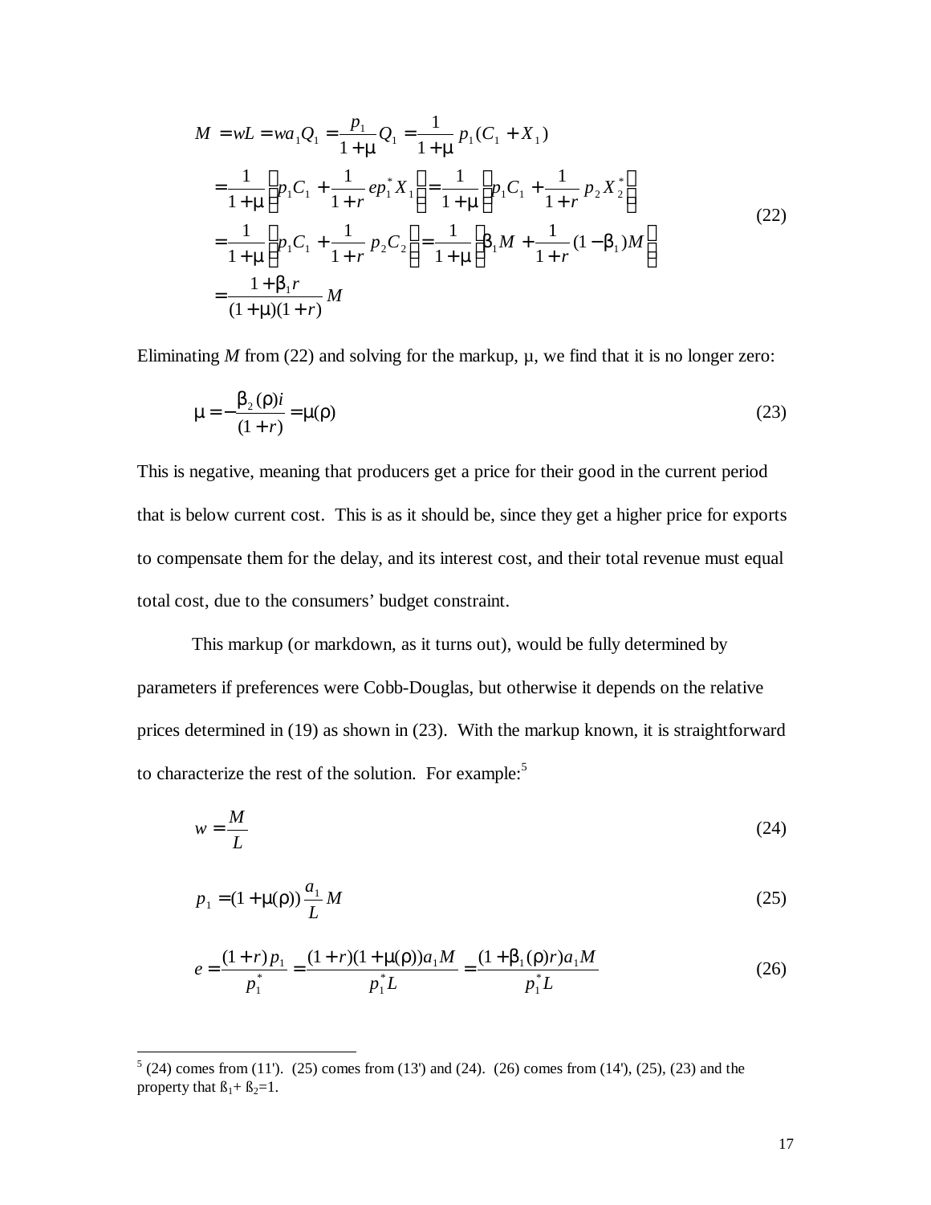$$
\begin{aligned}
M &= wL = wa_1 Q_1 = \frac{p_1}{1+\mu} Q_1 = \frac{1}{1+\mu} p_1 (C_1 + X_1) \\
&= \frac{1}{1+\mu}\left(p_1 C_1 + \frac{1}{1+r} e p_1^* X_1\right) = \frac{1}{1+\mu}\left(p_1 C_1 + \frac{1}{1+r} p_2 X_2^*\right) \\
&= \frac{1}{1+\mu}\left(p_1 C_1 + \frac{1}{1+r} p_2 C_2\right) = \frac{1}{1+\mu}\left(\beta_1 M + \frac{1}{1+r}(1-\beta_1) M\right) \\
&= \frac{1+\beta_1 r}{(1+\mu)(1+r)} M
\end{aligned}
\tag{22}
$$

Eliminating $M$ from (22) and solving for the markup, $\mu$, we find that it is no longer zero:

$$
\mu = -\frac{\beta_2(\rho) i}{(1+r)} = \mu(\rho) \tag{23}
$$

This is negative, meaning that producers get a price for their good in the current period that is below current cost. This is as it should be, since they get a higher price for exports to compensate them for the delay, and its interest cost, and their total revenue must equal total cost, due to the consumers' budget constraint.

This markup (or markdown, as it turns out), would be fully determined by parameters if preferences were Cobb-Douglas, but otherwise it depends on the relative prices determined in (19) as shown in (23). With the markup known, it is straightforward to characterize the rest of the solution. For example:[5]

$$
w = \frac{M}{L} \tag{24}
$$

$$
p_1 = (1+\mu(\rho)) \frac{a_1}{L} M \tag{25}
$$

$$
e = \frac{(1+r) p_1}{p_1^*} = \frac{(1+r)(1+\mu(\rho)) a_1 M}{p_1^* L} = \frac{(1+\beta_1(\rho) r) a_1 M}{p_1^* L} \tag{26}
$$

[5] (24) comes from (11'). (25) comes from (13') and (24). (26) comes from (14'), (25), (23) and the property that $\beta_1 + \beta_2 = 1$.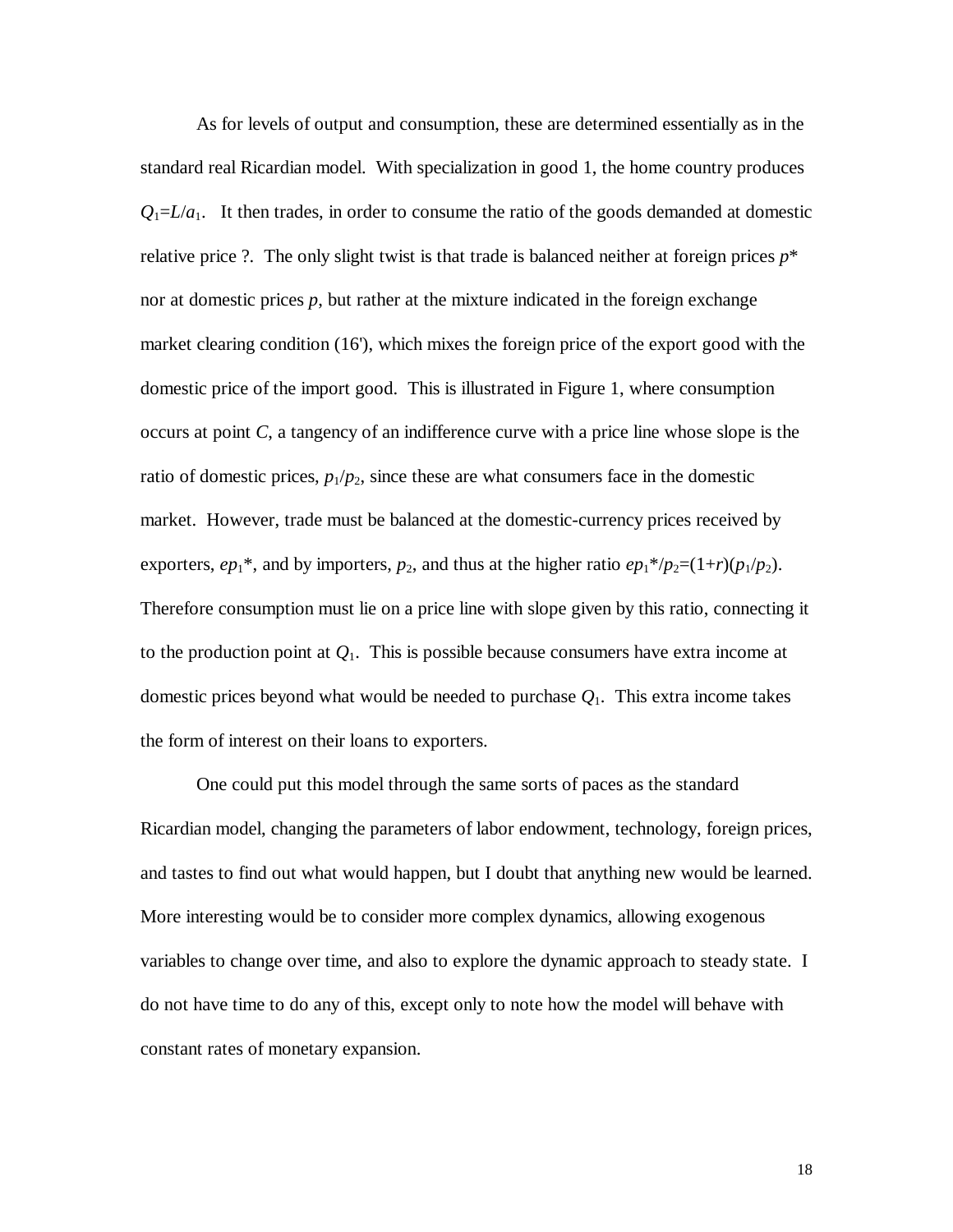As for levels of output and consumption, these are determined essentially as in the standard real Ricardian model. With specialization in good 1, the home country produces $Q_1=L/a_1$. It then trades, in order to consume the ratio of the goods demanded at domestic relative price ?. The only slight twist is that trade is balanced neither at foreign prices $p^*$ nor at domestic prices $p$, but rather at the mixture indicated in the foreign exchange market clearing condition (16'), which mixes the foreign price of the export good with the domestic price of the import good. This is illustrated in Figure 1, where consumption occurs at point $C$, a tangency of an indifference curve with a price line whose slope is the ratio of domestic prices, $p_1/p_2$, since these are what consumers face in the domestic market. However, trade must be balanced at the domestic-currency prices received by exporters, $ep_1^*$, and by importers, $p_2$, and thus at the higher ratio $ep_1^*/p_2=(1+r)(p_1/p_2)$. Therefore consumption must lie on a price line with slope given by this ratio, connecting it to the production point at $Q_1$. This is possible because consumers have extra income at domestic prices beyond what would be needed to purchase $Q_1$. This extra income takes the form of interest on their loans to exporters.

One could put this model through the same sorts of paces as the standard Ricardian model, changing the parameters of labor endowment, technology, foreign prices, and tastes to find out what would happen, but I doubt that anything new would be learned. More interesting would be to consider more complex dynamics, allowing exogenous variables to change over time, and also to explore the dynamic approach to steady state. I do not have time to do any of this, except only to note how the model will behave with constant rates of monetary expansion.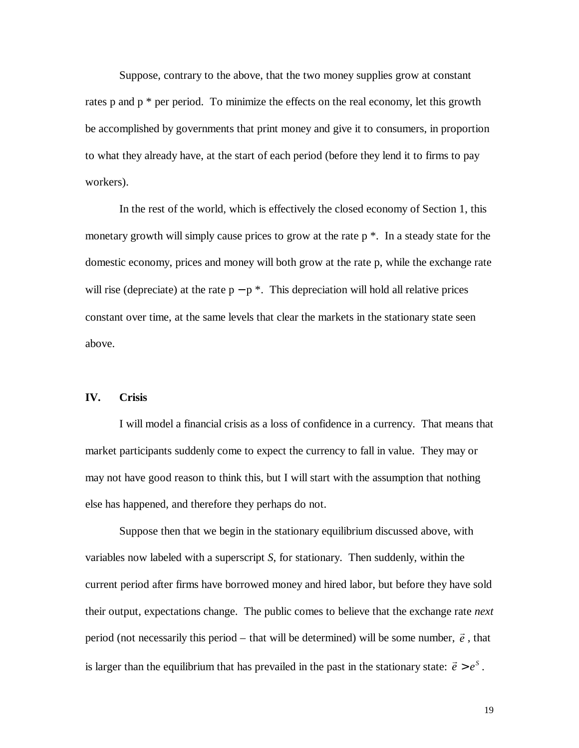Suppose, contrary to the above, that the two money supplies grow at constant rates p and p * per period. To minimize the effects on the real economy, let this growth be accomplished by governments that print money and give it to consumers, in proportion to what they already have, at the start of each period (before they lend it to firms to pay workers).

In the rest of the world, which is effectively the closed economy of Section 1, this monetary growth will simply cause prices to grow at the rate p *. In a steady state for the domestic economy, prices and money will both grow at the rate p, while the exchange rate will rise (depreciate) at the rate $p - p^*$. This depreciation will hold all relative prices constant over time, at the same levels that clear the markets in the stationary state seen above.

## IV. Crisis

I will model a financial crisis as a loss of confidence in a currency. That means that market participants suddenly come to expect the currency to fall in value. They may or may not have good reason to think this, but I will start with the assumption that nothing else has happened, and therefore they perhaps do not.

Suppose then that we begin in the stationary equilibrium discussed above, with variables now labeled with a superscript *S*, for stationary. Then suddenly, within the current period after firms have borrowed money and hired labor, but before they have sold their output, expectations change. The public comes to believe that the exchange rate *next* period (not necessarily this period – that will be determined) will be some number, $\vec{e}$, that is larger than the equilibrium that has prevailed in the past in the stationary state: $\vec{e} > e^S$.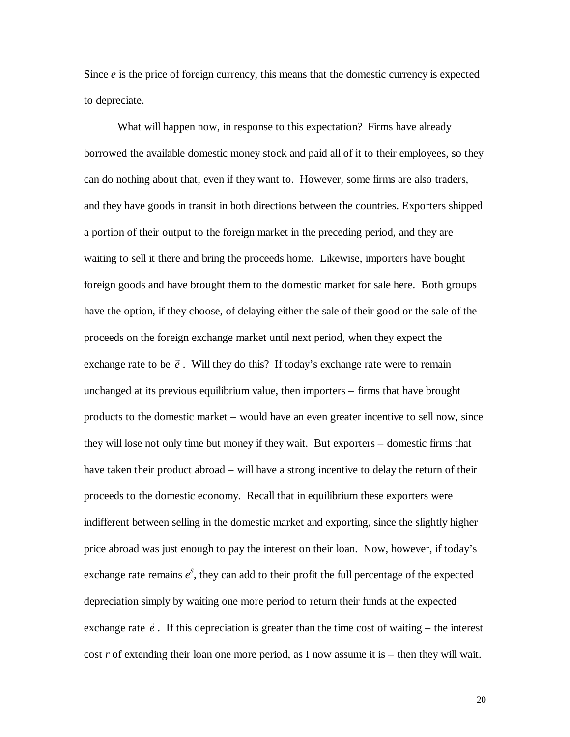Since $e$ is the price of foreign currency, this means that the domestic currency is expected to depreciate.

What will happen now, in response to this expectation? Firms have already borrowed the available domestic money stock and paid all of it to their employees, so they can do nothing about that, even if they want to. However, some firms are also traders, and they have goods in transit in both directions between the countries. Exporters shipped a portion of their output to the foreign market in the preceding period, and they are waiting to sell it there and bring the proceeds home. Likewise, importers have bought foreign goods and have brought them to the domestic market for sale here. Both groups have the option, if they choose, of delaying either the sale of their good or the sale of the proceeds on the foreign exchange market until next period, when they expect the exchange rate to be $\vec{e}$. Will they do this? If today's exchange rate were to remain unchanged at its previous equilibrium value, then importers – firms that have brought products to the domestic market – would have an even greater incentive to sell now, since they will lose not only time but money if they wait. But exporters – domestic firms that have taken their product abroad – will have a strong incentive to delay the return of their proceeds to the domestic economy. Recall that in equilibrium these exporters were indifferent between selling in the domestic market and exporting, since the slightly higher price abroad was just enough to pay the interest on their loan. Now, however, if today's exchange rate remains $e^S$, they can add to their profit the full percentage of the expected depreciation simply by waiting one more period to return their funds at the expected exchange rate $\vec{e}$. If this depreciation is greater than the time cost of waiting – the interest cost $r$ of extending their loan one more period, as I now assume it is – then they will wait.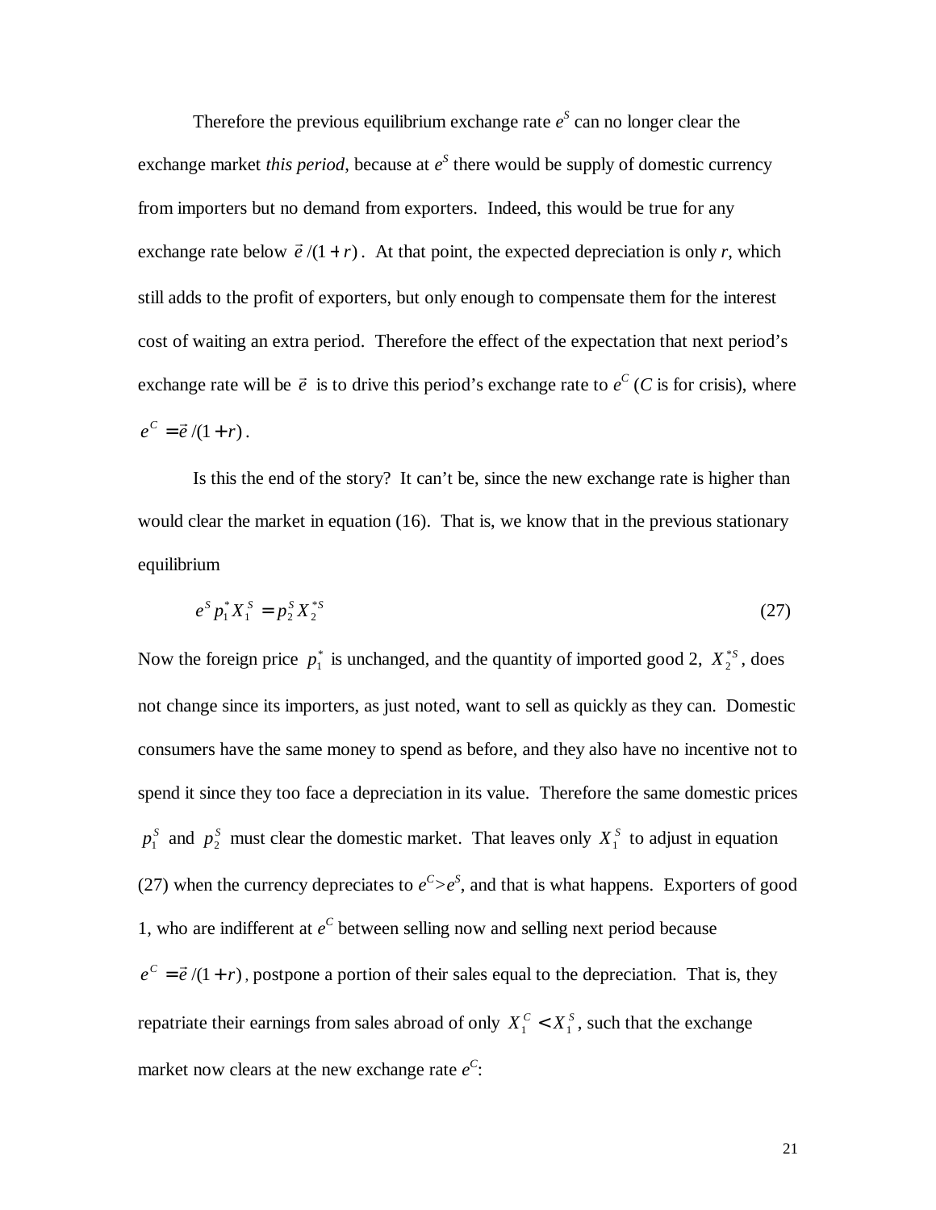Therefore the previous equilibrium exchange rate $e^S$ can no longer clear the exchange market *this period*, because at $e^S$ there would be supply of domestic currency from importers but no demand from exporters. Indeed, this would be true for any exchange rate below $\vec{e}/(1+r)$. At that point, the expected depreciation is only *r*, which still adds to the profit of exporters, but only enough to compensate them for the interest cost of waiting an extra period. Therefore the effect of the expectation that next period's exchange rate will be $\vec{e}$ is to drive this period's exchange rate to $e^C$ (*C* is for crisis), where $e^C = \vec{e}/(1+r)$.

Is this the end of the story? It can't be, since the new exchange rate is higher than would clear the market in equation (16). That is, we know that in the previous stationary equilibrium

$$e^S p_1^* X_1^S = p_2^S X_2^{*S} \tag{27}$$

Now the foreign price $p_1^*$ is unchanged, and the quantity of imported good 2, $X_2^{*S}$, does not change since its importers, as just noted, want to sell as quickly as they can. Domestic consumers have the same money to spend as before, and they also have no incentive not to spend it since they too face a depreciation in its value. Therefore the same domestic prices $p_1^S$ and $p_2^S$ must clear the domestic market. That leaves only $X_1^S$ to adjust in equation (27) when the currency depreciates to $e^C > e^S$, and that is what happens. Exporters of good 1, who are indifferent at $e^C$ between selling now and selling next period because $e^C = \vec{e}/(1+r)$, postpone a portion of their sales equal to the depreciation. That is, they repatriate their earnings from sales abroad of only $X_1^C < X_1^S$, such that the exchange market now clears at the new exchange rate $e^C$: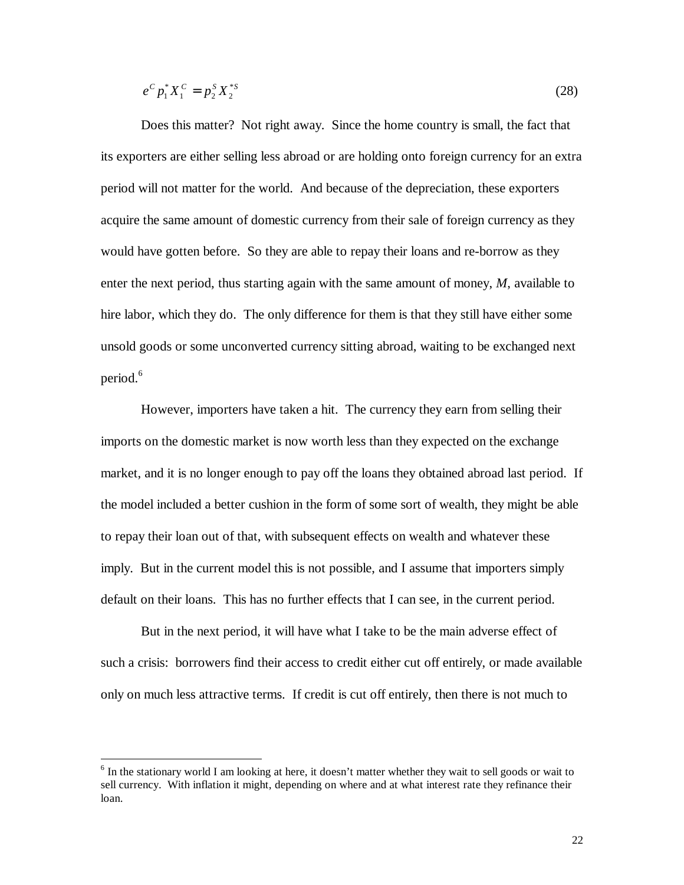$$e^C p_1^* X_1^C = p_2^S X_2^{*S} \tag{28}$$

Does this matter? Not right away. Since the home country is small, the fact that its exporters are either selling less abroad or are holding onto foreign currency for an extra period will not matter for the world. And because of the depreciation, these exporters acquire the same amount of domestic currency from their sale of foreign currency as they would have gotten before. So they are able to repay their loans and re-borrow as they enter the next period, thus starting again with the same amount of money, $M$, available to hire labor, which they do. The only difference for them is that they still have either some unsold goods or some unconverted currency sitting abroad, waiting to be exchanged next period.[6]

However, importers have taken a hit. The currency they earn from selling their imports on the domestic market is now worth less than they expected on the exchange market, and it is no longer enough to pay off the loans they obtained abroad last period. If the model included a better cushion in the form of some sort of wealth, they might be able to repay their loan out of that, with subsequent effects on wealth and whatever these imply. But in the current model this is not possible, and I assume that importers simply default on their loans. This has no further effects that I can see, in the current period.

But in the next period, it will have what I take to be the main adverse effect of such a crisis: borrowers find their access to credit either cut off entirely, or made available only on much less attractive terms. If credit is cut off entirely, then there is not much to

[6] In the stationary world I am looking at here, it doesn't matter whether they wait to sell goods or wait to sell currency. With inflation it might, depending on where and at what interest rate they refinance their loan.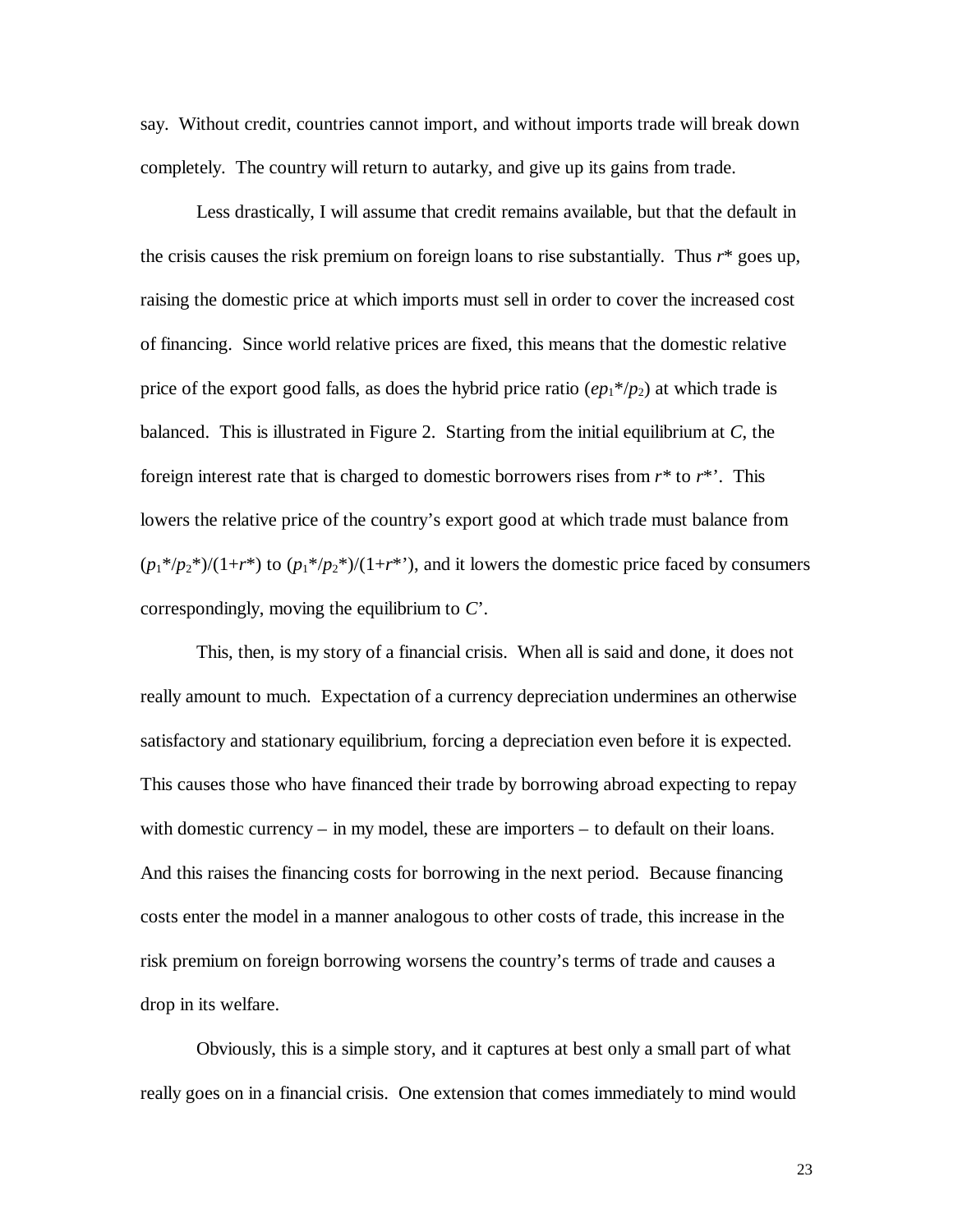say. Without credit, countries cannot import, and without imports trade will break down completely. The country will return to autarky, and give up its gains from trade.

Less drastically, I will assume that credit remains available, but that the default in the crisis causes the risk premium on foreign loans to rise substantially. Thus $r^*$ goes up, raising the domestic price at which imports must sell in order to cover the increased cost of financing. Since world relative prices are fixed, this means that the domestic relative price of the export good falls, as does the hybrid price ratio ($ep_1^*/p_2$) at which trade is balanced. This is illustrated in Figure 2. Starting from the initial equilibrium at *C*, the foreign interest rate that is charged to domestic borrowers rises from $r^*$ to $r^{*\prime}$. This lowers the relative price of the country's export good at which trade must balance from $(p_1^*/p_2^*)/(1+r^*)$ to $(p_1^*/p_2^*)/(1+r^{*\prime})$, and it lowers the domestic price faced by consumers correspondingly, moving the equilibrium to *C*'.

This, then, is my story of a financial crisis. When all is said and done, it does not really amount to much. Expectation of a currency depreciation undermines an otherwise satisfactory and stationary equilibrium, forcing a depreciation even before it is expected. This causes those who have financed their trade by borrowing abroad expecting to repay with domestic currency – in my model, these are importers – to default on their loans. And this raises the financing costs for borrowing in the next period. Because financing costs enter the model in a manner analogous to other costs of trade, this increase in the risk premium on foreign borrowing worsens the country's terms of trade and causes a drop in its welfare.

Obviously, this is a simple story, and it captures at best only a small part of what really goes on in a financial crisis. One extension that comes immediately to mind would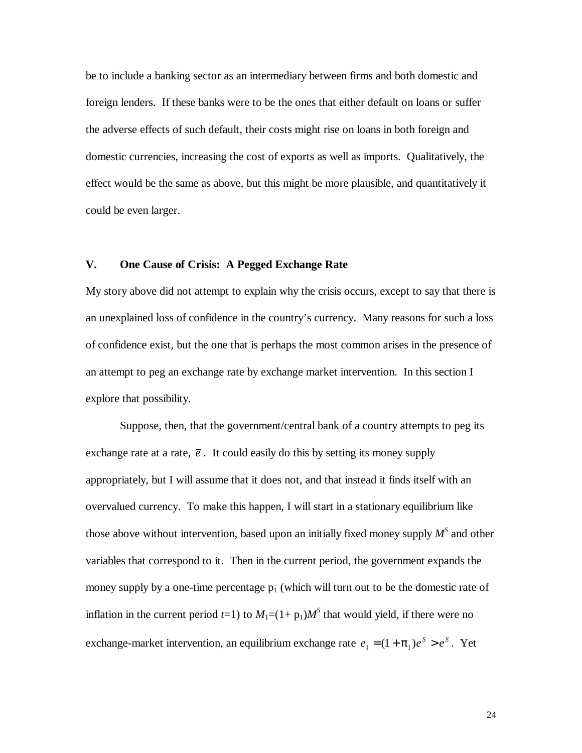be to include a banking sector as an intermediary between firms and both domestic and foreign lenders. If these banks were to be the ones that either default on loans or suffer the adverse effects of such default, their costs might rise on loans in both foreign and domestic currencies, increasing the cost of exports as well as imports. Qualitatively, the effect would be the same as above, but this might be more plausible, and quantitatively it could be even larger.

## V. One Cause of Crisis: A Pegged Exchange Rate

My story above did not attempt to explain why the crisis occurs, except to say that there is an unexplained loss of confidence in the country's currency. Many reasons for such a loss of confidence exist, but the one that is perhaps the most common arises in the presence of an attempt to peg an exchange rate by exchange market intervention. In this section I explore that possibility.

Suppose, then, that the government/central bank of a country attempts to peg its exchange rate at a rate, $\bar{e}$. It could easily do this by setting its money supply appropriately, but I will assume that it does not, and that instead it finds itself with an overvalued currency. To make this happen, I will start in a stationary equilibrium like those above without intervention, based upon an initially fixed money supply $M^S$ and other variables that correspond to it. Then in the current period, the government expands the money supply by a one-time percentage $\pi_1$ (which will turn out to be the domestic rate of inflation in the current period $t$=1) to $M_1=(1+\pi_1)M^S$ that would yield, if there were no exchange-market intervention, an equilibrium exchange rate $e_1 = (1+\pi_1)e^S > e^S$. Yet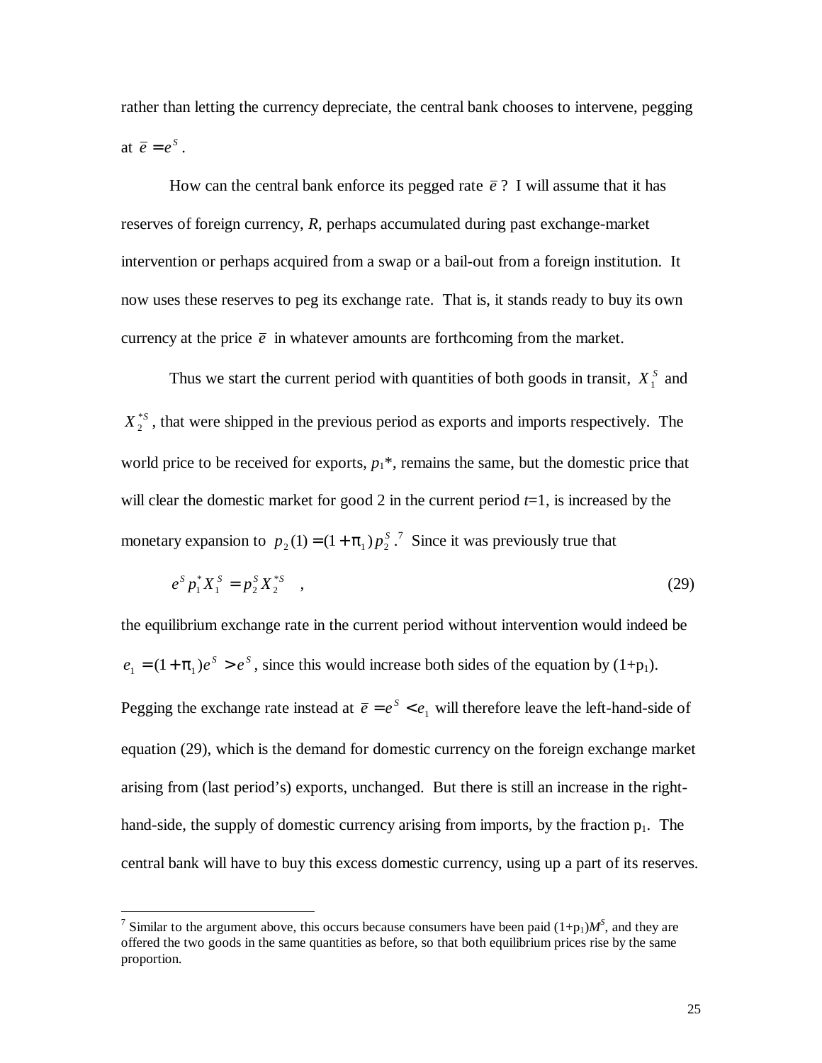rather than letting the currency depreciate, the central bank chooses to intervene, pegging at $\bar{e} = e^S$.

How can the central bank enforce its pegged rate $\bar{e}$? I will assume that it has reserves of foreign currency, *R*, perhaps accumulated during past exchange-market intervention or perhaps acquired from a swap or a bail-out from a foreign institution. It now uses these reserves to peg its exchange rate. That is, it stands ready to buy its own currency at the price $\bar{e}$ in whatever amounts are forthcoming from the market.

Thus we start the current period with quantities of both goods in transit, $X_1^S$ and $X_2^{*S}$, that were shipped in the previous period as exports and imports respectively. The world price to be received for exports, $p_1^*$, remains the same, but the domestic price that will clear the domestic market for good 2 in the current period $t$=1, is increased by the monetary expansion to $p_2(1) = (1+\pi_1)p_2^S$.[7] Since it was previously true that

$$e^S p_1^* X_1^S = p_2^S X_2^{*S} \quad , \tag{29}$$

the equilibrium exchange rate in the current period without intervention would indeed be $e_1 = (1+\pi_1)e^S > e^S$, since this would increase both sides of the equation by $(1+\pi_1)$. Pegging the exchange rate instead at $\bar{e} = e^S < e_1$ will therefore leave the left-hand-side of equation (29), which is the demand for domestic currency on the foreign exchange market arising from (last period's) exports, unchanged. But there is still an increase in the right-hand-side, the supply of domestic currency arising from imports, by the fraction $\pi_1$. The central bank will have to buy this excess domestic currency, using up a part of its reserves.

---

[7] Similar to the argument above, this occurs because consumers have been paid $(1+\pi_1)M^S$, and they are offered the two goods in the same quantities as before, so that both equilibrium prices rise by the same proportion.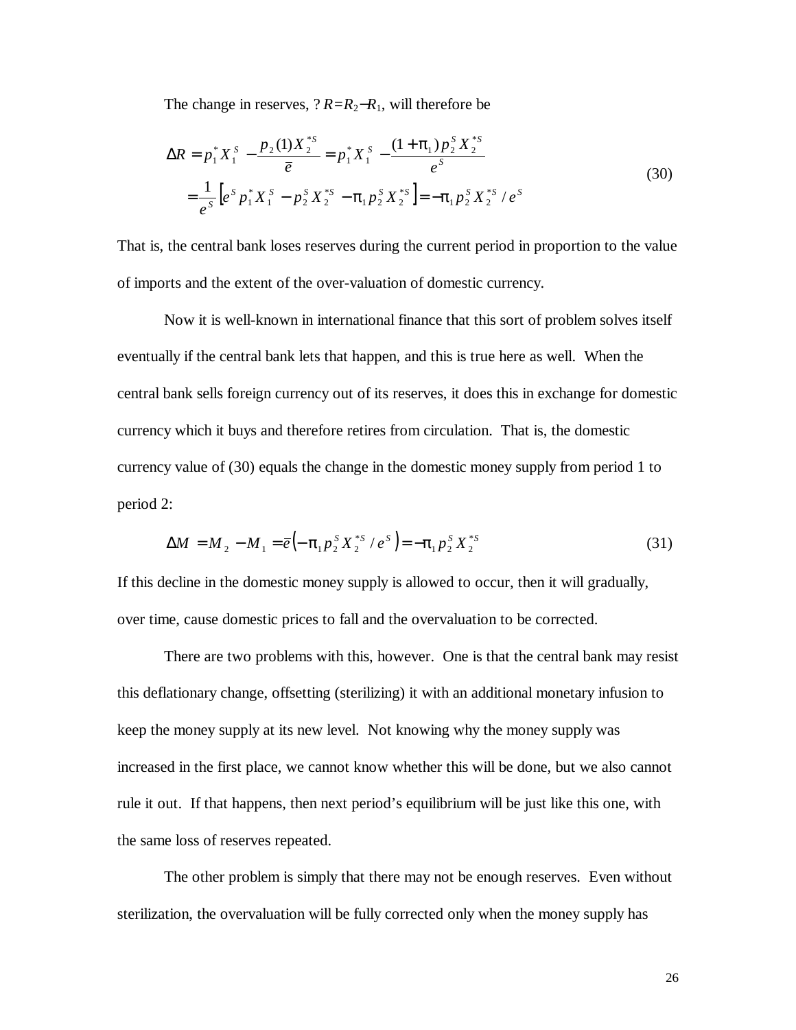The change in reserves, $\Delta R = R_2 - R_1$, will therefore be

$$\begin{aligned}\Delta R &= p_1^* X_1^S - \frac{p_2(1) X_2^{*S}}{\bar{e}} = p_1^* X_1^S - \frac{(1+\pi_1) p_2^S X_2^{*S}}{e^S} \\ &= \frac{1}{e^S}\left[e^S p_1^* X_1^S - p_2^S X_2^{*S} - \pi_1 p_2^S X_2^{*S}\right] = -\pi_1 p_2^S X_2^{*S} / e^S\end{aligned} \tag{30}$$

That is, the central bank loses reserves during the current period in proportion to the value of imports and the extent of the over-valuation of domestic currency.

Now it is well-known in international finance that this sort of problem solves itself eventually if the central bank lets that happen, and this is true here as well. When the central bank sells foreign currency out of its reserves, it does this in exchange for domestic currency which it buys and therefore retires from circulation. That is, the domestic currency value of (30) equals the change in the domestic money supply from period 1 to period 2:

$$\Delta M = M_2 - M_1 = \bar{e}\left(-\pi_1 p_2^S X_2^{*S} / e^S\right) = -\pi_1 p_2^S X_2^{*S} \tag{31}$$

If this decline in the domestic money supply is allowed to occur, then it will gradually, over time, cause domestic prices to fall and the overvaluation to be corrected.

There are two problems with this, however. One is that the central bank may resist this deflationary change, offsetting (sterilizing) it with an additional monetary infusion to keep the money supply at its new level. Not knowing why the money supply was increased in the first place, we cannot know whether this will be done, but we also cannot rule it out. If that happens, then next period's equilibrium will be just like this one, with the same loss of reserves repeated.

The other problem is simply that there may not be enough reserves. Even without sterilization, the overvaluation will be fully corrected only when the money supply has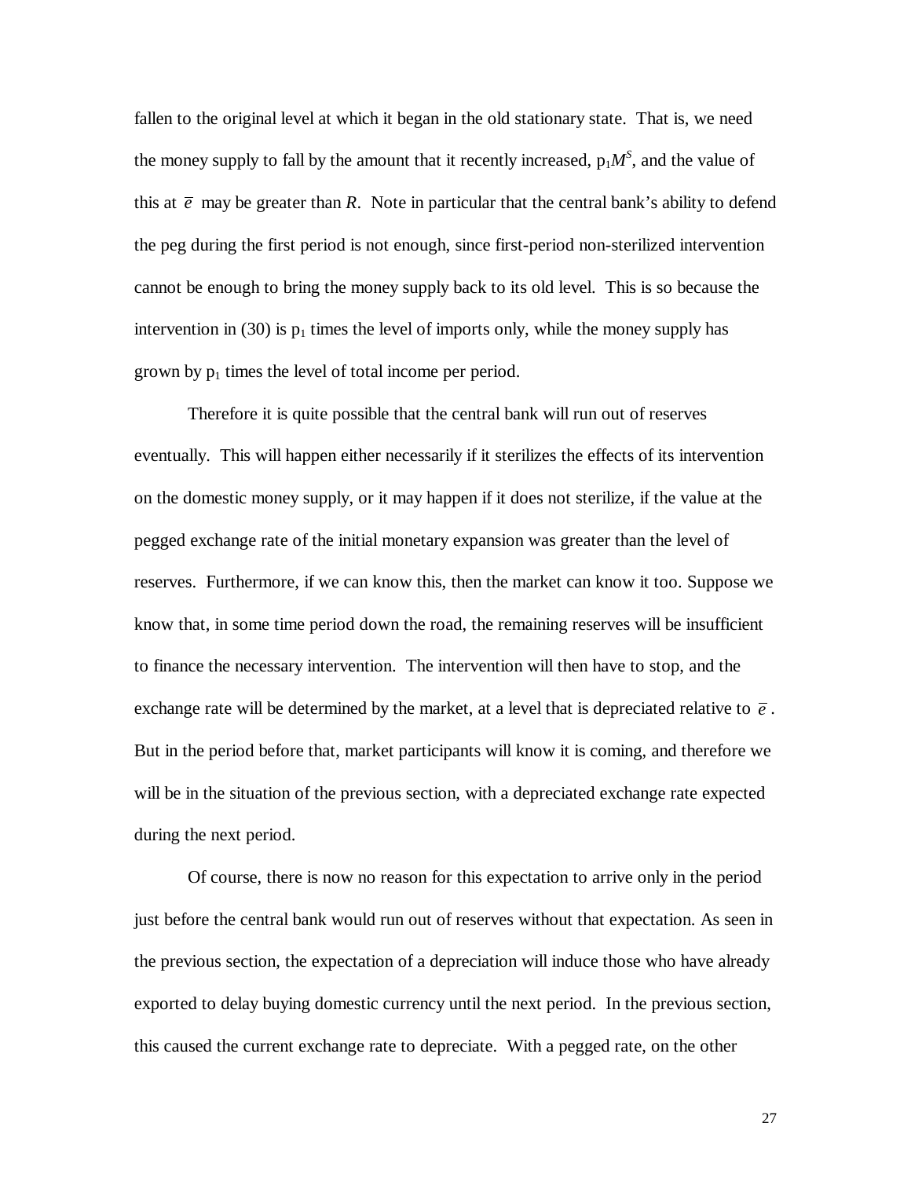fallen to the original level at which it began in the old stationary state. That is, we need the money supply to fall by the amount that it recently increased, $p_1 M^S$, and the value of this at $\bar{e}$ may be greater than $R$. Note in particular that the central bank's ability to defend the peg during the first period is not enough, since first-period non-sterilized intervention cannot be enough to bring the money supply back to its old level. This is so because the intervention in (30) is $p_1$ times the level of imports only, while the money supply has grown by $p_1$ times the level of total income per period.

Therefore it is quite possible that the central bank will run out of reserves eventually. This will happen either necessarily if it sterilizes the effects of its intervention on the domestic money supply, or it may happen if it does not sterilize, if the value at the pegged exchange rate of the initial monetary expansion was greater than the level of reserves. Furthermore, if we can know this, then the market can know it too. Suppose we know that, in some time period down the road, the remaining reserves will be insufficient to finance the necessary intervention. The intervention will then have to stop, and the exchange rate will be determined by the market, at a level that is depreciated relative to $\bar{e}$. But in the period before that, market participants will know it is coming, and therefore we will be in the situation of the previous section, with a depreciated exchange rate expected during the next period.

Of course, there is now no reason for this expectation to arrive only in the period just before the central bank would run out of reserves without that expectation. As seen in the previous section, the expectation of a depreciation will induce those who have already exported to delay buying domestic currency until the next period. In the previous section, this caused the current exchange rate to depreciate. With a pegged rate, on the other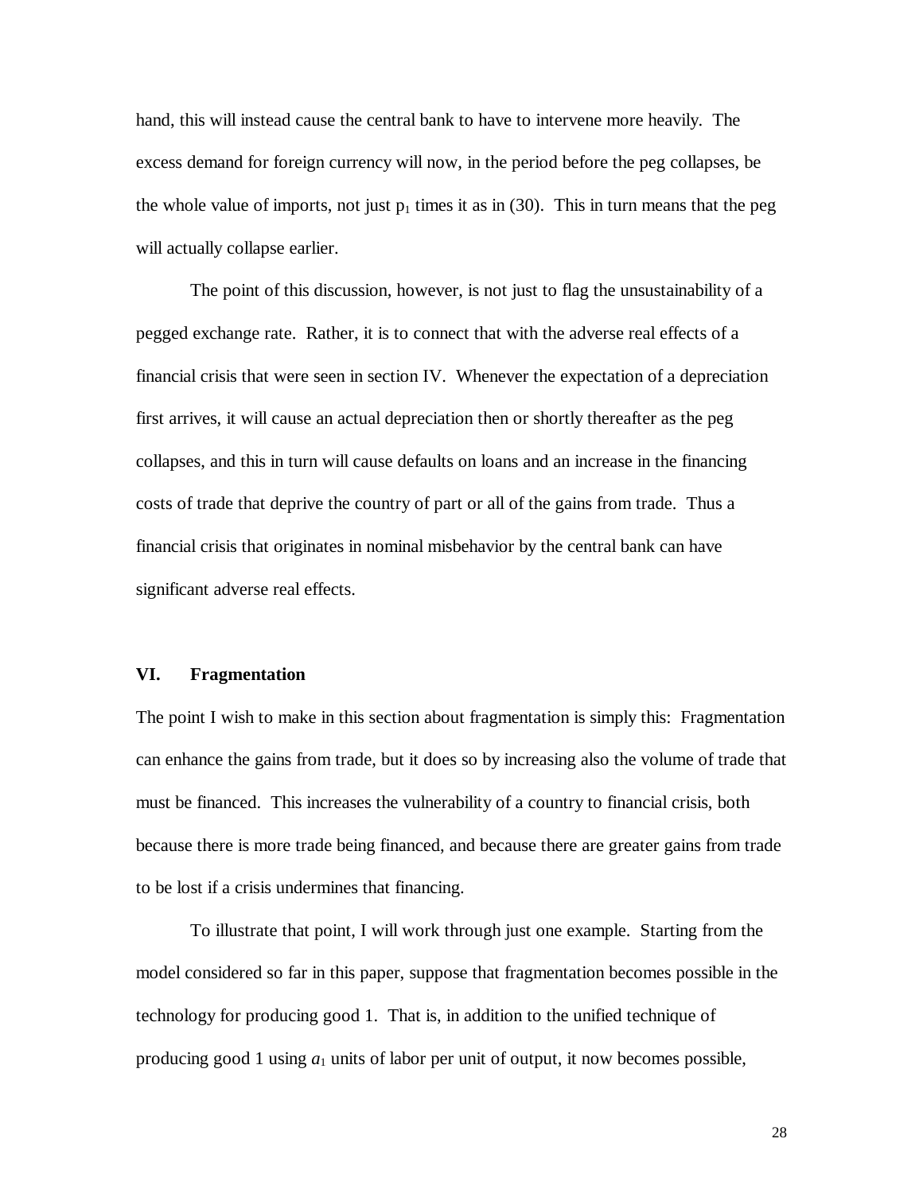hand, this will instead cause the central bank to have to intervene more heavily. The excess demand for foreign currency will now, in the period before the peg collapses, be the whole value of imports, not just $p_1$ times it as in (30). This in turn means that the peg will actually collapse earlier.

The point of this discussion, however, is not just to flag the unsustainability of a pegged exchange rate. Rather, it is to connect that with the adverse real effects of a financial crisis that were seen in section IV. Whenever the expectation of a depreciation first arrives, it will cause an actual depreciation then or shortly thereafter as the peg collapses, and this in turn will cause defaults on loans and an increase in the financing costs of trade that deprive the country of part or all of the gains from trade. Thus a financial crisis that originates in nominal misbehavior by the central bank can have significant adverse real effects.

## VI. Fragmentation

The point I wish to make in this section about fragmentation is simply this: Fragmentation can enhance the gains from trade, but it does so by increasing also the volume of trade that must be financed. This increases the vulnerability of a country to financial crisis, both because there is more trade being financed, and because there are greater gains from trade to be lost if a crisis undermines that financing.

To illustrate that point, I will work through just one example. Starting from the model considered so far in this paper, suppose that fragmentation becomes possible in the technology for producing good 1. That is, in addition to the unified technique of producing good 1 using $a_1$ units of labor per unit of output, it now becomes possible,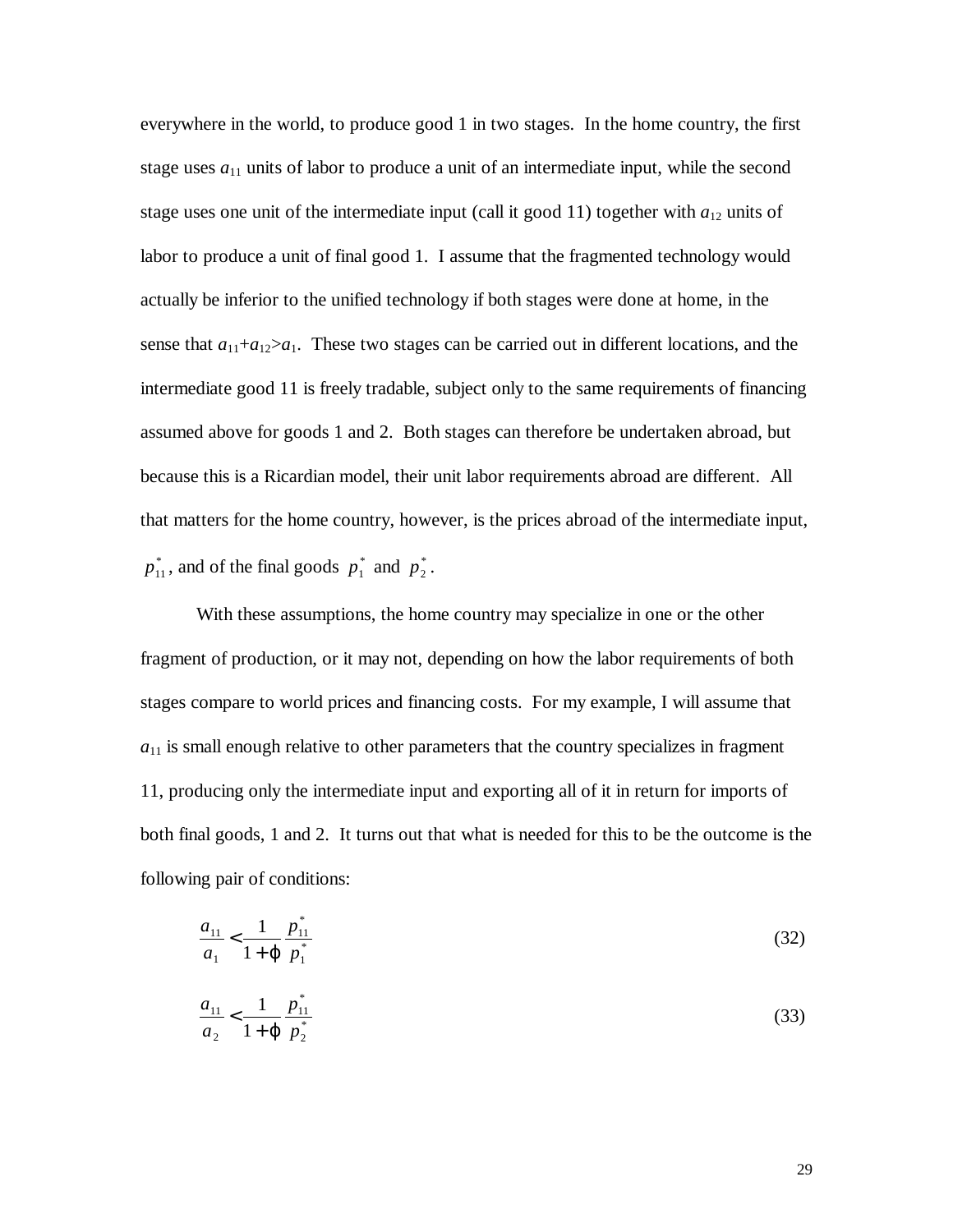everywhere in the world, to produce good 1 in two stages. In the home country, the first stage uses $a_{11}$ units of labor to produce a unit of an intermediate input, while the second stage uses one unit of the intermediate input (call it good 11) together with $a_{12}$ units of labor to produce a unit of final good 1. I assume that the fragmented technology would actually be inferior to the unified technology if both stages were done at home, in the sense that $a_{11}+a_{12}>a_1$. These two stages can be carried out in different locations, and the intermediate good 11 is freely tradable, subject only to the same requirements of financing assumed above for goods 1 and 2. Both stages can therefore be undertaken abroad, but because this is a Ricardian model, their unit labor requirements abroad are different. All that matters for the home country, however, is the prices abroad of the intermediate input, $p_{11}^*$, and of the final goods $p_1^*$ and $p_2^*$.

With these assumptions, the home country may specialize in one or the other fragment of production, or it may not, depending on how the labor requirements of both stages compare to world prices and financing costs. For my example, I will assume that $a_{11}$ is small enough relative to other parameters that the country specializes in fragment 11, producing only the intermediate input and exporting all of it in return for imports of both final goods, 1 and 2. It turns out that what is needed for this to be the outcome is the following pair of conditions:

$$\frac{a_{11}}{a_1} < \frac{1}{1+\varphi}\frac{p_{11}^*}{p_1^*} \tag{32}$$

$$\frac{a_{11}}{a_2} < \frac{1}{1+\varphi}\frac{p_{11}^*}{p_2^*} \tag{33}$$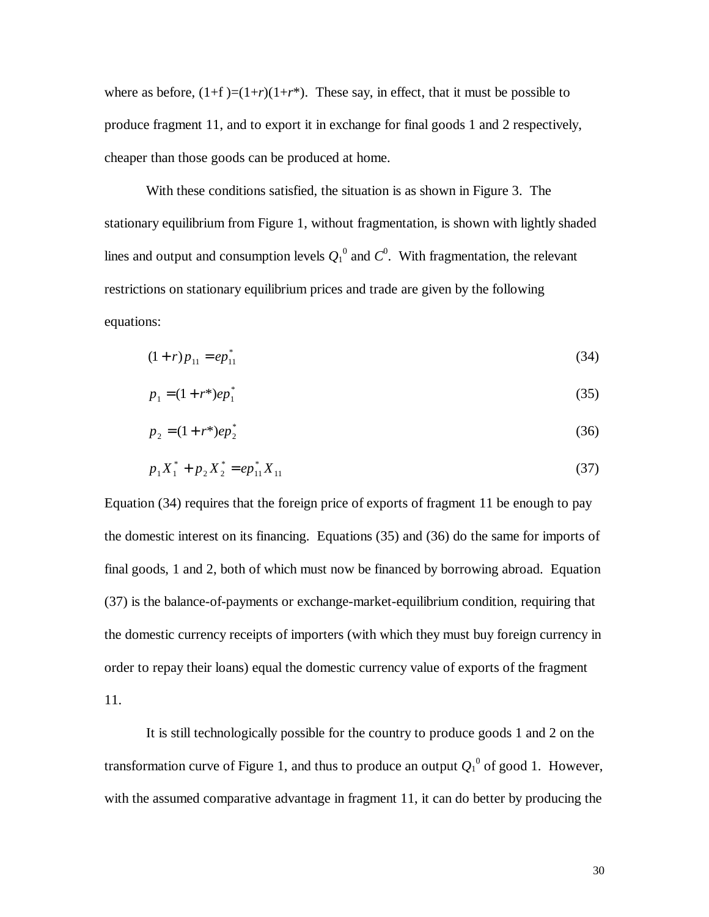where as before, $(1+f)=(1+r)(1+r^*)$. These say, in effect, that it must be possible to produce fragment 11, and to export it in exchange for final goods 1 and 2 respectively, cheaper than those goods can be produced at home.

With these conditions satisfied, the situation is as shown in Figure 3. The stationary equilibrium from Figure 1, without fragmentation, is shown with lightly shaded lines and output and consumption levels $Q_1^0$ and $C^0$. With fragmentation, the relevant restrictions on stationary equilibrium prices and trade are given by the following equations:

$$(1+r)\,p_{11} = ep_{11}^* \tag{34}$$

$$p_1 = (1+r^*)ep_1^* \tag{35}$$

$$p_2 = (1+r^*)ep_2^* \tag{36}$$

$$p_1 X_1^* + p_2 X_2^* = ep_{11}^* X_{11} \tag{37}$$

Equation (34) requires that the foreign price of exports of fragment 11 be enough to pay the domestic interest on its financing. Equations (35) and (36) do the same for imports of final goods, 1 and 2, both of which must now be financed by borrowing abroad. Equation (37) is the balance-of-payments or exchange-market-equilibrium condition, requiring that the domestic currency receipts of importers (with which they must buy foreign currency in order to repay their loans) equal the domestic currency value of exports of the fragment 11.

It is still technologically possible for the country to produce goods 1 and 2 on the transformation curve of Figure 1, and thus to produce an output $Q_1^0$ of good 1. However, with the assumed comparative advantage in fragment 11, it can do better by producing the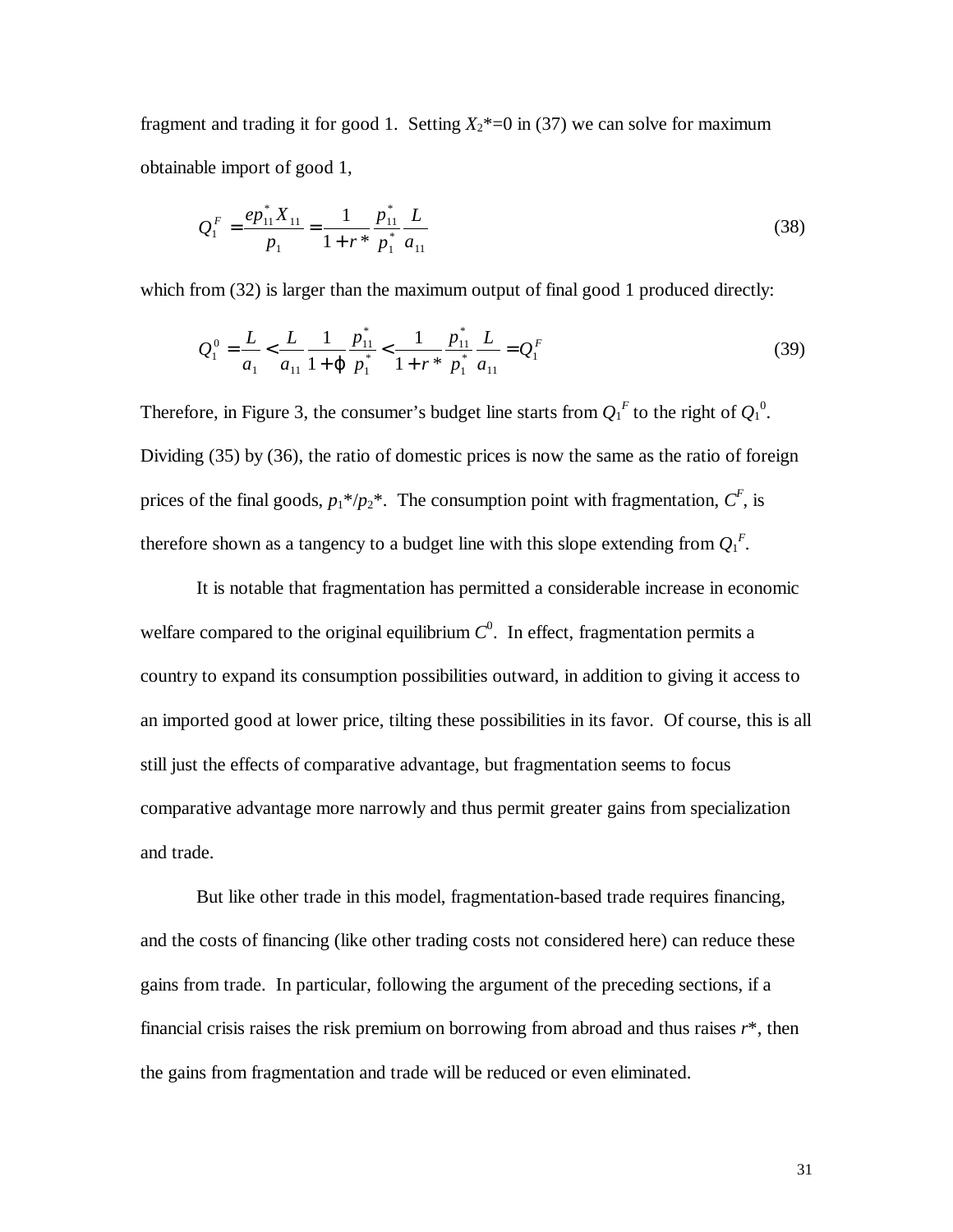fragment and trading it for good 1. Setting $X_2$*=0 in (37) we can solve for maximum obtainable import of good 1,

$$Q_1^F = \frac{ep_{11}^* X_{11}}{p_1} = \frac{1}{1+r^*} \frac{p_{11}^*}{p_1^*} \frac{L}{a_{11}} \tag{38}$$

which from (32) is larger than the maximum output of final good 1 produced directly:

$$Q_1^0 = \frac{L}{a_1} < \frac{L}{a_{11}} \frac{1}{1+\varphi} \frac{p_{11}^*}{p_1^*} < \frac{1}{1+r^*} \frac{p_{11}^*}{p_1^*} \frac{L}{a_{11}} = Q_1^F \tag{39}$$

Therefore, in Figure 3, the consumer's budget line starts from $Q_1^F$ to the right of $Q_1^0$. Dividing (35) by (36), the ratio of domestic prices is now the same as the ratio of foreign prices of the final goods, $p_1^*/p_2^*$. The consumption point with fragmentation, $C^F$, is therefore shown as a tangency to a budget line with this slope extending from $Q_1^F$.

It is notable that fragmentation has permitted a considerable increase in economic welfare compared to the original equilibrium $C^0$. In effect, fragmentation permits a country to expand its consumption possibilities outward, in addition to giving it access to an imported good at lower price, tilting these possibilities in its favor. Of course, this is all still just the effects of comparative advantage, but fragmentation seems to focus comparative advantage more narrowly and thus permit greater gains from specialization and trade.

But like other trade in this model, fragmentation-based trade requires financing, and the costs of financing (like other trading costs not considered here) can reduce these gains from trade. In particular, following the argument of the preceding sections, if a financial crisis raises the risk premium on borrowing from abroad and thus raises $r^*$, then the gains from fragmentation and trade will be reduced or even eliminated.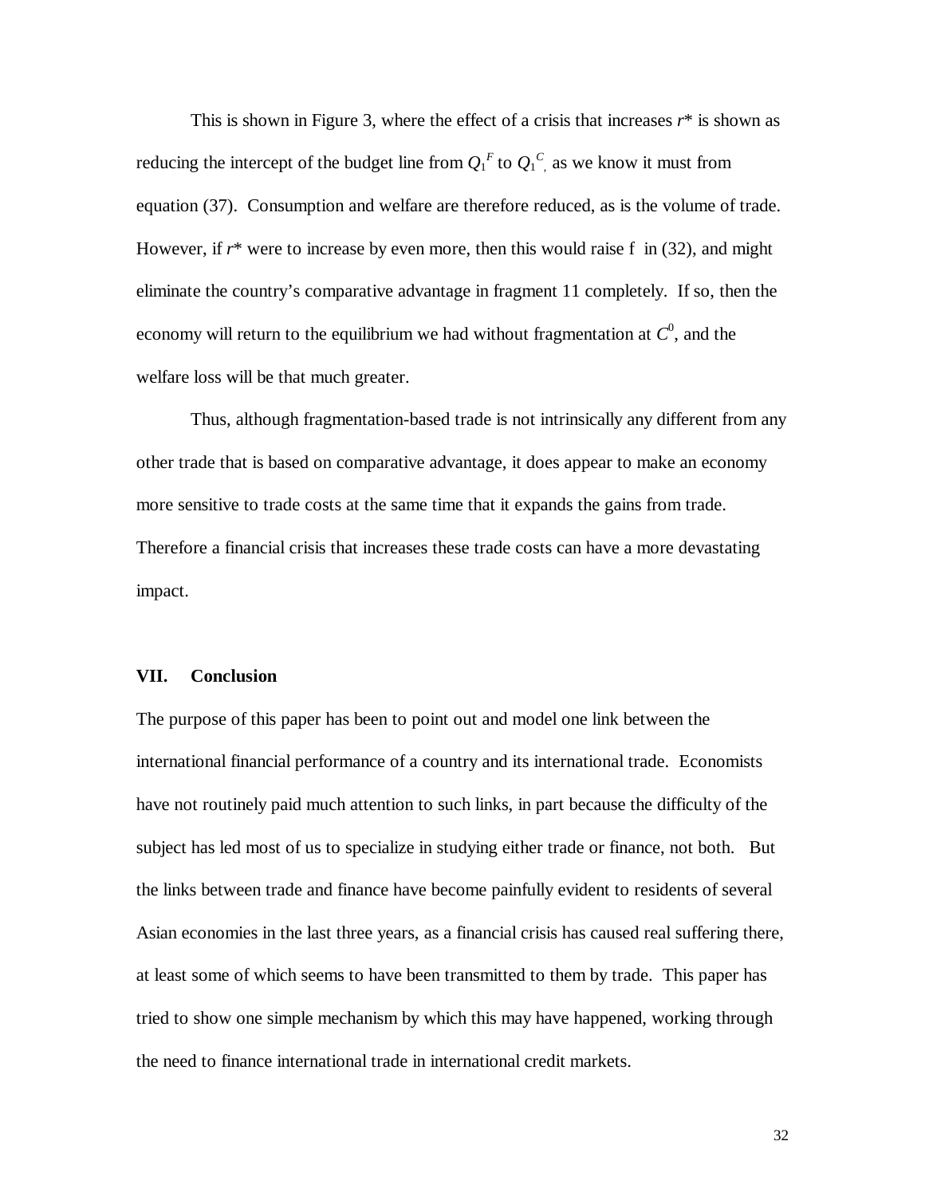This is shown in Figure 3, where the effect of a crisis that increases $r^*$ is shown as reducing the intercept of the budget line from $Q_1^F$ to $Q_1^C$, as we know it must from equation (37). Consumption and welfare are therefore reduced, as is the volume of trade. However, if $r^*$ were to increase by even more, then this would raise f in (32), and might eliminate the country's comparative advantage in fragment 11 completely. If so, then the economy will return to the equilibrium we had without fragmentation at $C^0$, and the welfare loss will be that much greater.

Thus, although fragmentation-based trade is not intrinsically any different from any other trade that is based on comparative advantage, it does appear to make an economy more sensitive to trade costs at the same time that it expands the gains from trade. Therefore a financial crisis that increases these trade costs can have a more devastating impact.

## VII. Conclusion

The purpose of this paper has been to point out and model one link between the international financial performance of a country and its international trade. Economists have not routinely paid much attention to such links, in part because the difficulty of the subject has led most of us to specialize in studying either trade or finance, not both. But the links between trade and finance have become painfully evident to residents of several Asian economies in the last three years, as a financial crisis has caused real suffering there, at least some of which seems to have been transmitted to them by trade. This paper has tried to show one simple mechanism by which this may have happened, working through the need to finance international trade in international credit markets.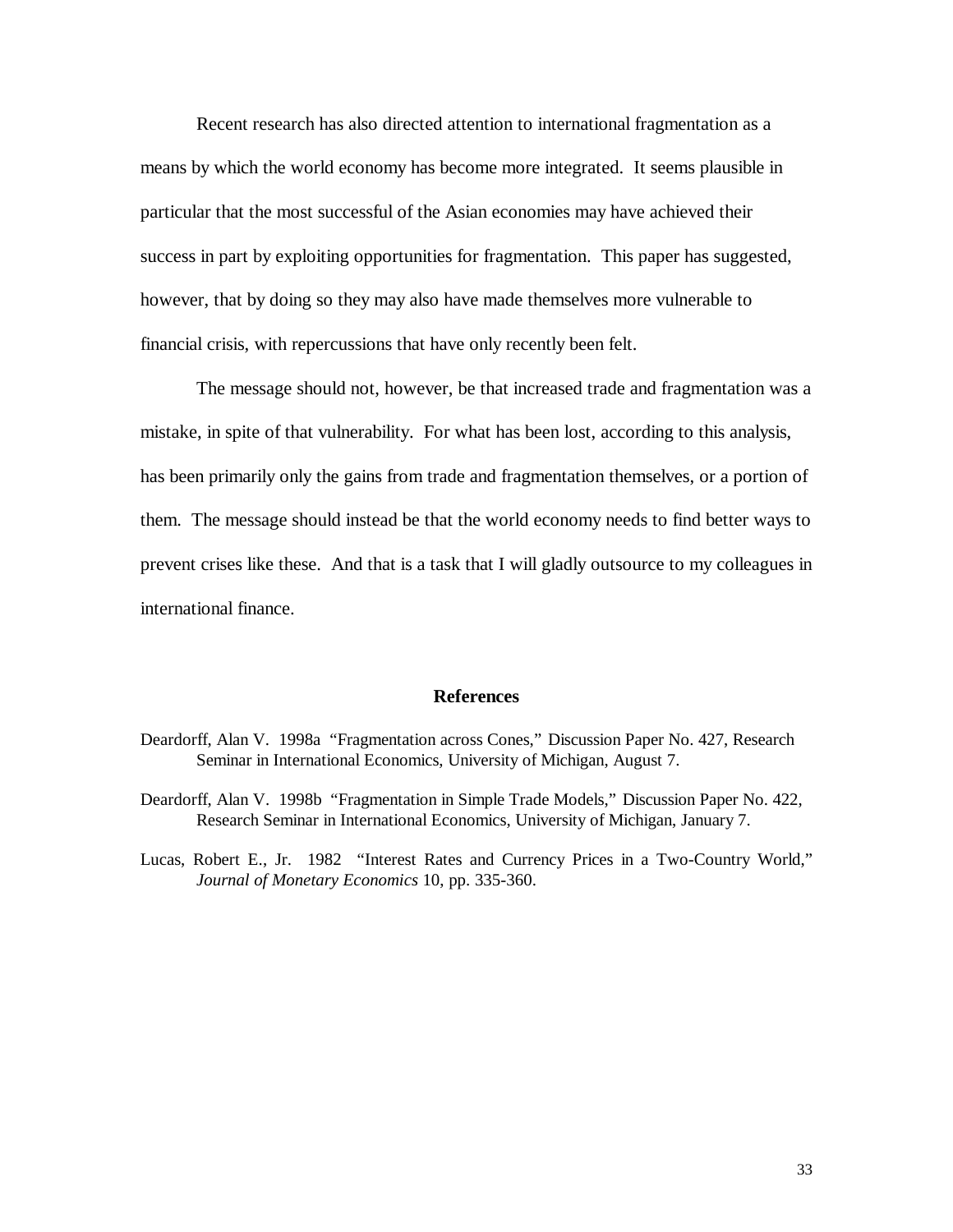Recent research has also directed attention to international fragmentation as a means by which the world economy has become more integrated. It seems plausible in particular that the most successful of the Asian economies may have achieved their success in part by exploiting opportunities for fragmentation. This paper has suggested, however, that by doing so they may also have made themselves more vulnerable to financial crisis, with repercussions that have only recently been felt.

The message should not, however, be that increased trade and fragmentation was a mistake, in spite of that vulnerability. For what has been lost, according to this analysis, has been primarily only the gains from trade and fragmentation themselves, or a portion of them. The message should instead be that the world economy needs to find better ways to prevent crises like these. And that is a task that I will gladly outsource to my colleagues in international finance.

## References

Deardorff, Alan V. 1998a "Fragmentation across Cones," Discussion Paper No. 427, Research Seminar in International Economics, University of Michigan, August 7.

Deardorff, Alan V. 1998b "Fragmentation in Simple Trade Models," Discussion Paper No. 422, Research Seminar in International Economics, University of Michigan, January 7.

Lucas, Robert E., Jr. 1982 "Interest Rates and Currency Prices in a Two-Country World," *Journal of Monetary Economics* 10, pp. 335-360.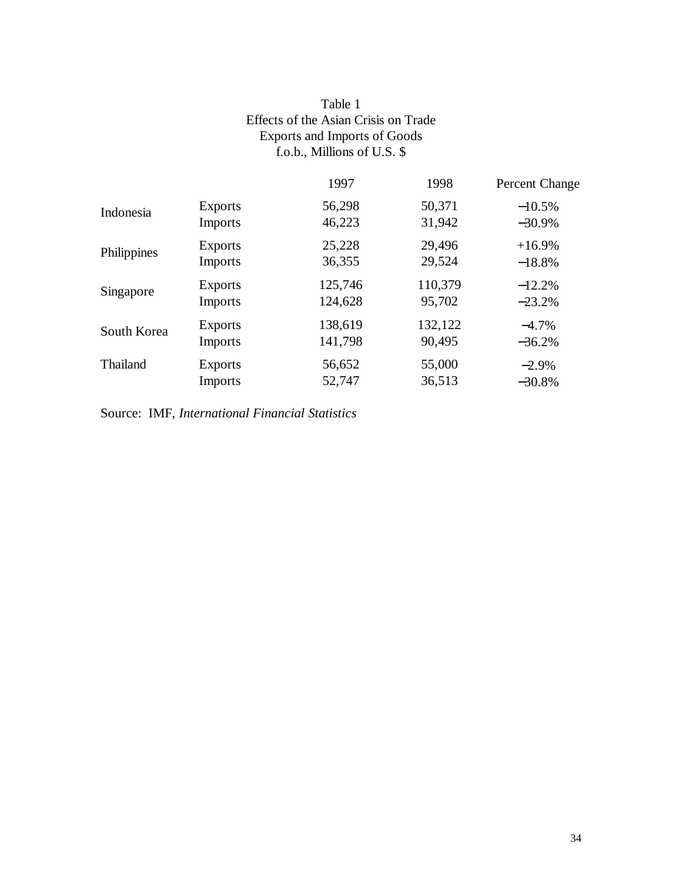Table 1
Effects of the Asian Crisis on Trade
Exports and Imports of Goods
f.o.b., Millions of U.S. $

| | | 1997 | 1998 | Percent Change |
|---|---|---|---|---|
| Indonesia | Exports | 56,298 | 50,371 | −10.5% |
| | Imports | 46,223 | 31,942 | −30.9% |
| Philippines | Exports | 25,228 | 29,496 | +16.9% |
| | Imports | 36,355 | 29,524 | −18.8% |
| Singapore | Exports | 125,746 | 110,379 | −12.2% |
| | Imports | 124,628 | 95,702 | −23.2% |
| South Korea | Exports | 138,619 | 132,122 | −4.7% |
| | Imports | 141,798 | 90,495 | −36.2% |
| Thailand | Exports | 56,652 | 55,000 | −2.9% |
| | Imports | 52,747 | 36,513 | −30.8% |

Source: IMF, *International Financial Statistics*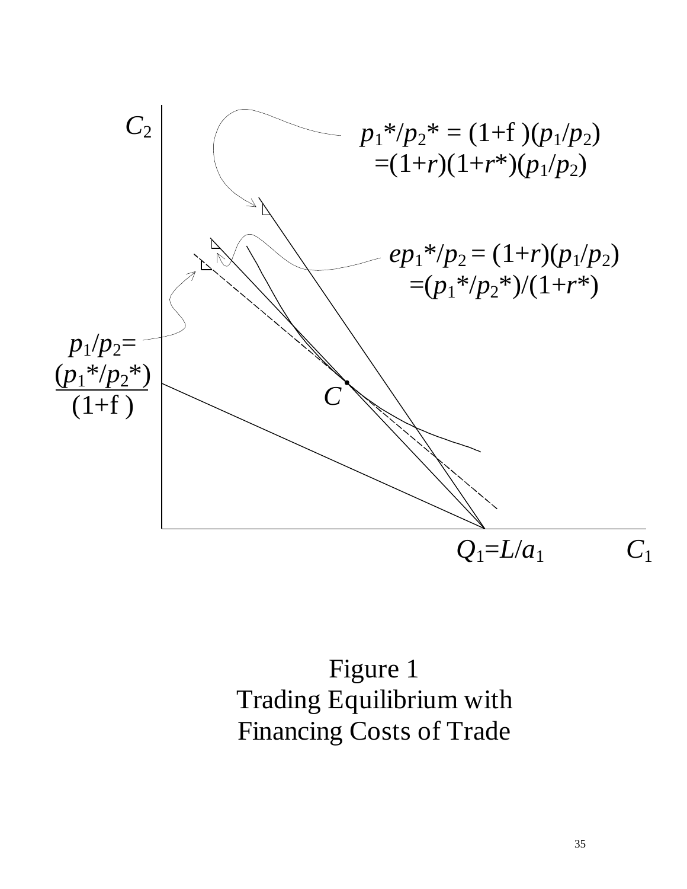$C_2$

$p_1^*/p_2^* = (1+f)(p_1/p_2)$
$=(1+r)(1+r^*)(p_1/p_2)$

$ep_1^*/p_2 = (1+r)(p_1/p_2)$
$=(p_1^*/p_2^*)/(1+r^*)$

$p_1/p_2 = \dfrac{(p_1^*/p_2^*)}{(1+f)}$

$C$

$Q_1 = L/a_1$ $C_1$

Figure 1
Trading Equilibrium with
Financing Costs of Trade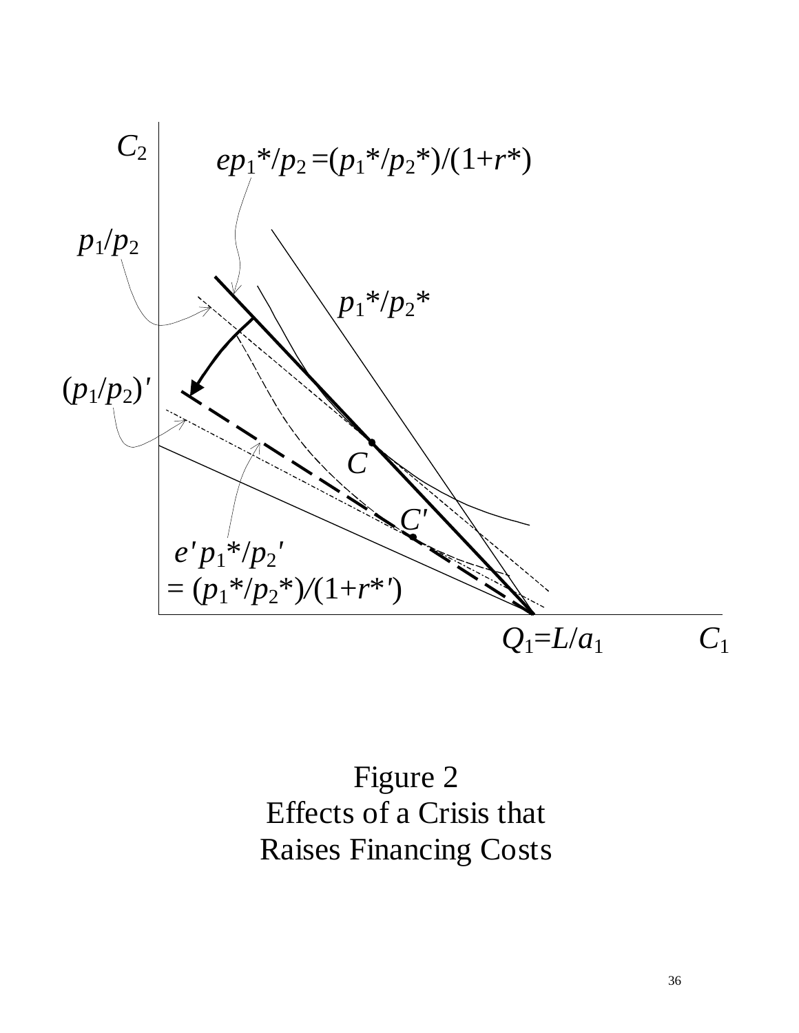Figure 2
Effects of a Crisis that
Raises Financing Costs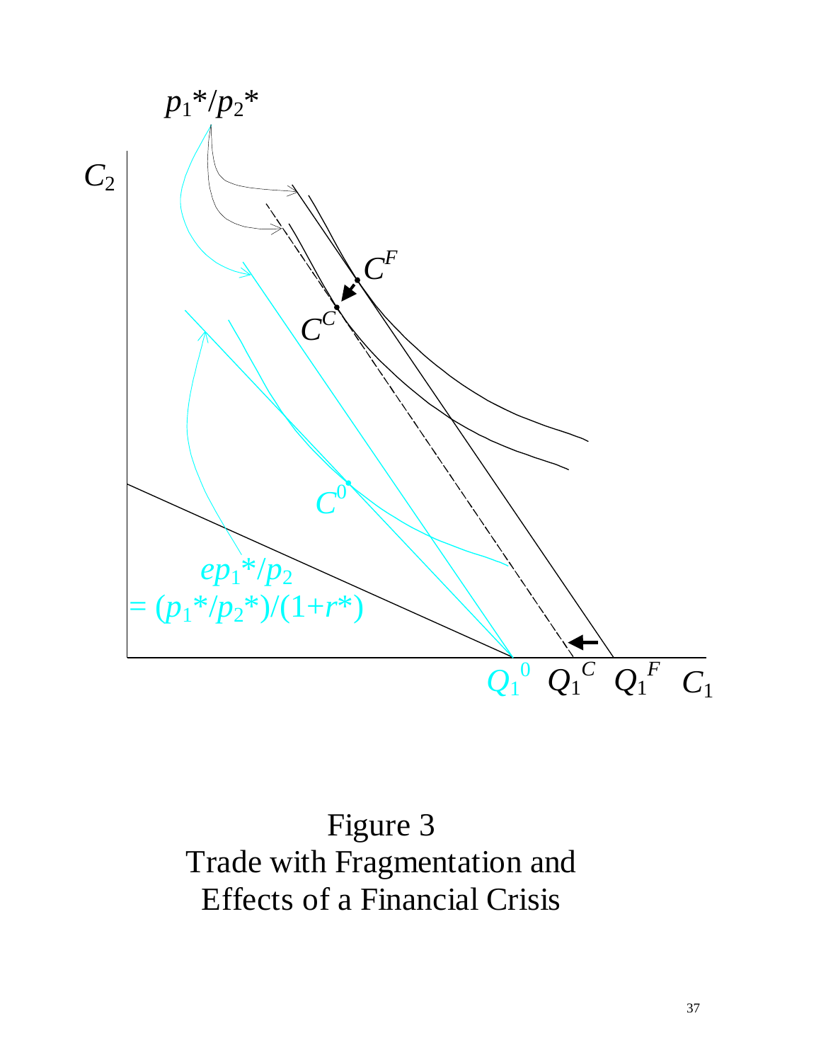$p_1^*/p_2^*$

$C_2$

$C^F$

$C^C$

$C^0$

$ep_1^*/p_2$

$= (p_1^*/p_2^*)/(1+r^*)$

$Q_1^0$ $Q_1^C$ $Q_1^F$ $C_1$

Figure 3
Trade with Fragmentation and
Effects of a Financial Crisis